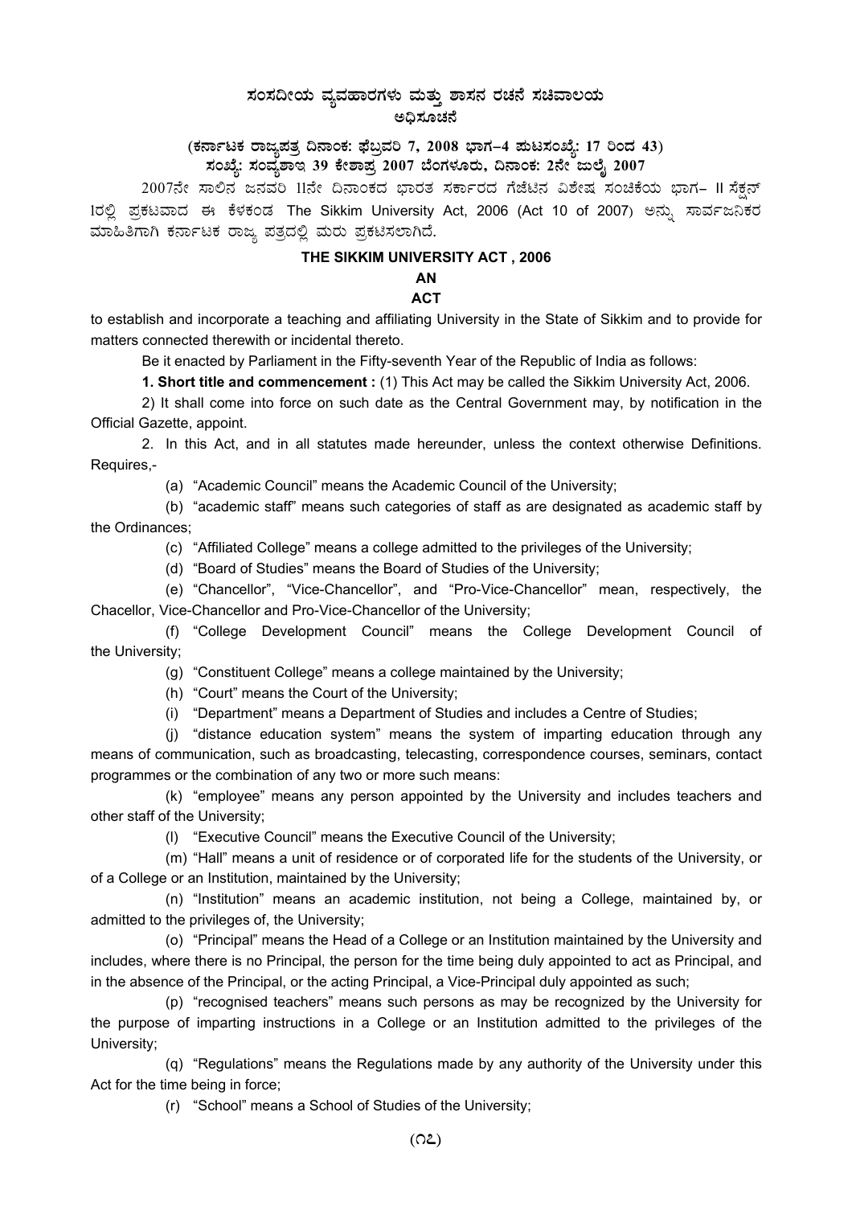# ಸಂಸದೀಯ ವ್ಯವಹಾರಗಳು ಮತ್ತು ಶಾಸನ ರಚನೆ ಸಚಿವಾಲಯ

## ಅಧಿಸೂಚನೆ

**(ಕರ್ನಾಟಕ ರಾಜ್ಯಪತ್ರ ದಿನಾಂಕ: ಫೆಬ್ರವರಿ 7, 2008 ಭಾಗ–4 ಪುಟಸಂಖ್ಯೆ: 17 ರಿಂದ 43)**
**ಸಂಖ್ಯೆ: ಸಂವ್ಯಶಾಇ 39 ಕೇಶಾಪ್ರ 2007 ಬೆಂಗಳೂರು, ದಿನಾಂಕ: 2ನೇ ಜುಲೈ 2007**

2007ನೇ ಸಾಲಿನ ಜನವರಿ 11ನೇ ದಿನಾಂಕದ ಭಾರತ ಸರ್ಕಾರದ ಗೆಜೆಟಿನ ವಿಶೇಷ ಸಂಚಿಕೆಯ ಭಾಗ– II ಸೆಕ್ಷನ್ 1ರಲ್ಲಿ ಪ್ರಕಟವಾದ ಈ ಕೆಳಕಂಡ The Sikkim University Act, 2006 (Act 10 of 2007) ಅನ್ನು ಸಾರ್ವಜನಿಕರ ಮಾಹಿತಿಗಾಗಿ ಕರ್ನಾಟಕ ರಾಜ್ಯ ಪತ್ರದಲ್ಲಿ ಮರು ಪ್ರಕಟಿಸಲಾಗಿದೆ.

## THE SIKKIM UNIVERSITY ACT , 2006

**AN**

**ACT**

to establish and incorporate a teaching and affiliating University in the State of Sikkim and to provide for matters connected therewith or incidental thereto.

Be it enacted by Parliament in the Fifty-seventh Year of the Republic of India as follows:

**1. Short title and commencement :** (1) This Act may be called the Sikkim University Act, 2006.

2) It shall come into force on such date as the Central Government may, by notification in the Official Gazette, appoint.

2. In this Act, and in all statutes made hereunder, unless the context otherwise Definitions. Requires,-

(a) "Academic Council" means the Academic Council of the University;

(b) "academic staff" means such categories of staff as are designated as academic staff by the Ordinances;

(c) "Affiliated College" means a college admitted to the privileges of the University;

(d) "Board of Studies" means the Board of Studies of the University;

(e) "Chancellor", "Vice-Chancellor", and "Pro-Vice-Chancellor" mean, respectively, the Chacellor, Vice-Chancellor and Pro-Vice-Chancellor of the University;

(f) "College Development Council" means the College Development Council of the University;

(g) "Constituent College" means a college maintained by the University;

(h) "Court" means the Court of the University;

(i) "Department" means a Department of Studies and includes a Centre of Studies;

(j) "distance education system" means the system of imparting education through any means of communication, such as broadcasting, telecasting, correspondence courses, seminars, contact programmes or the combination of any two or more such means:

(k) "employee" means any person appointed by the University and includes teachers and other staff of the University;

(l) "Executive Council" means the Executive Council of the University;

(m) "Hall" means a unit of residence or of corporated life for the students of the University, or of a College or an Institution, maintained by the University;

(n) "Institution" means an academic institution, not being a College, maintained by, or admitted to the privileges of, the University;

(o) "Principal" means the Head of a College or an Institution maintained by the University and includes, where there is no Principal, the person for the time being duly appointed to act as Principal, and in the absence of the Principal, or the acting Principal, a Vice-Principal duly appointed as such;

(p) "recognised teachers" means such persons as may be recognized by the University for the purpose of imparting instructions in a College or an Institution admitted to the privileges of the University;

(q) "Regulations" means the Regulations made by any authority of the University under this Act for the time being in force;

(r) "School" means a School of Studies of the University;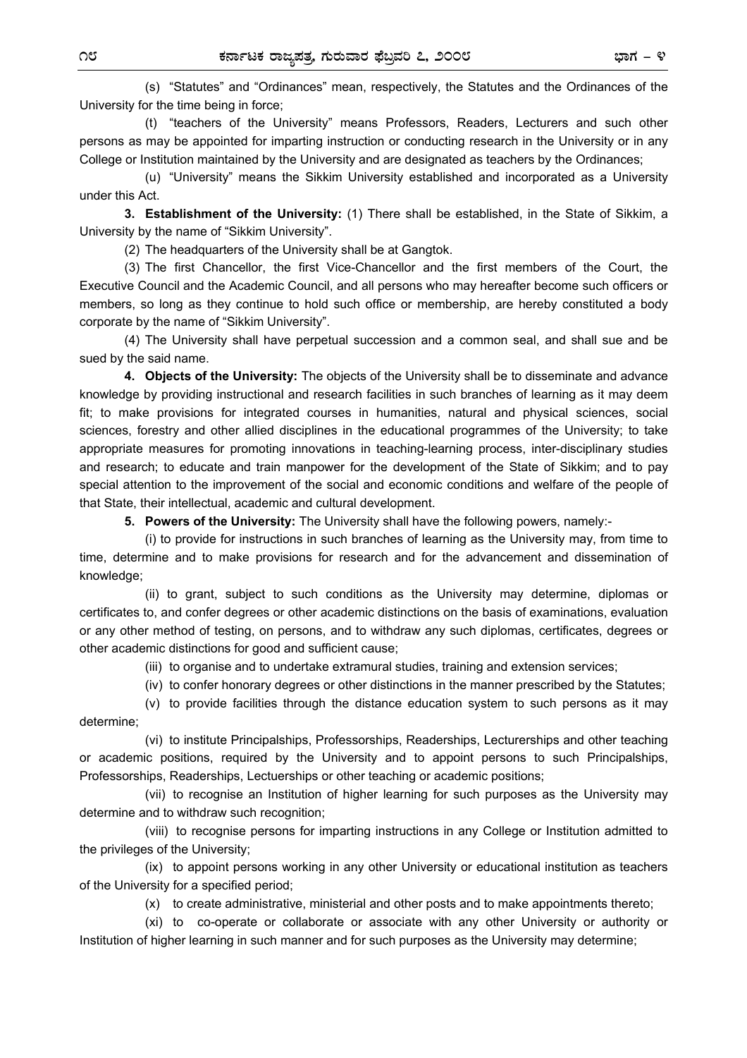(s) "Statutes" and "Ordinances" mean, respectively, the Statutes and the Ordinances of the University for the time being in force;

(t) "teachers of the University" means Professors, Readers, Lecturers and such other persons as may be appointed for imparting instruction or conducting research in the University or in any College or Institution maintained by the University and are designated as teachers by the Ordinances;

(u) "University" means the Sikkim University established and incorporated as a University under this Act.

**3. Establishment of the University:** (1) There shall be established, in the State of Sikkim, a University by the name of "Sikkim University".

(2) The headquarters of the University shall be at Gangtok.

(3) The first Chancellor, the first Vice-Chancellor and the first members of the Court, the Executive Council and the Academic Council, and all persons who may hereafter become such officers or members, so long as they continue to hold such office or membership, are hereby constituted a body corporate by the name of "Sikkim University".

(4) The University shall have perpetual succession and a common seal, and shall sue and be sued by the said name.

**4. Objects of the University:** The objects of the University shall be to disseminate and advance knowledge by providing instructional and research facilities in such branches of learning as it may deem fit; to make provisions for integrated courses in humanities, natural and physical sciences, social sciences, forestry and other allied disciplines in the educational programmes of the University; to take appropriate measures for promoting innovations in teaching-learning process, inter-disciplinary studies and research; to educate and train manpower for the development of the State of Sikkim; and to pay special attention to the improvement of the social and economic conditions and welfare of the people of that State, their intellectual, academic and cultural development.

**5. Powers of the University:** The University shall have the following powers, namely:-

(i) to provide for instructions in such branches of learning as the University may, from time to time, determine and to make provisions for research and for the advancement and dissemination of knowledge;

(ii) to grant, subject to such conditions as the University may determine, diplomas or certificates to, and confer degrees or other academic distinctions on the basis of examinations, evaluation or any other method of testing, on persons, and to withdraw any such diplomas, certificates, degrees or other academic distinctions for good and sufficient cause;

(iii) to organise and to undertake extramural studies, training and extension services;

(iv) to confer honorary degrees or other distinctions in the manner prescribed by the Statutes;

(v) to provide facilities through the distance education system to such persons as it may determine;

(vi) to institute Principalships, Professorships, Readerships, Lecturerships and other teaching or academic positions, required by the University and to appoint persons to such Principalships, Professorships, Readerships, Lectuerships or other teaching or academic positions;

(vii) to recognise an Institution of higher learning for such purposes as the University may determine and to withdraw such recognition;

(viii) to recognise persons for imparting instructions in any College or Institution admitted to the privileges of the University;

(ix) to appoint persons working in any other University or educational institution as teachers of the University for a specified period;

(x) to create administrative, ministerial and other posts and to make appointments thereto;

(xi) to co-operate or collaborate or associate with any other University or authority or Institution of higher learning in such manner and for such purposes as the University may determine;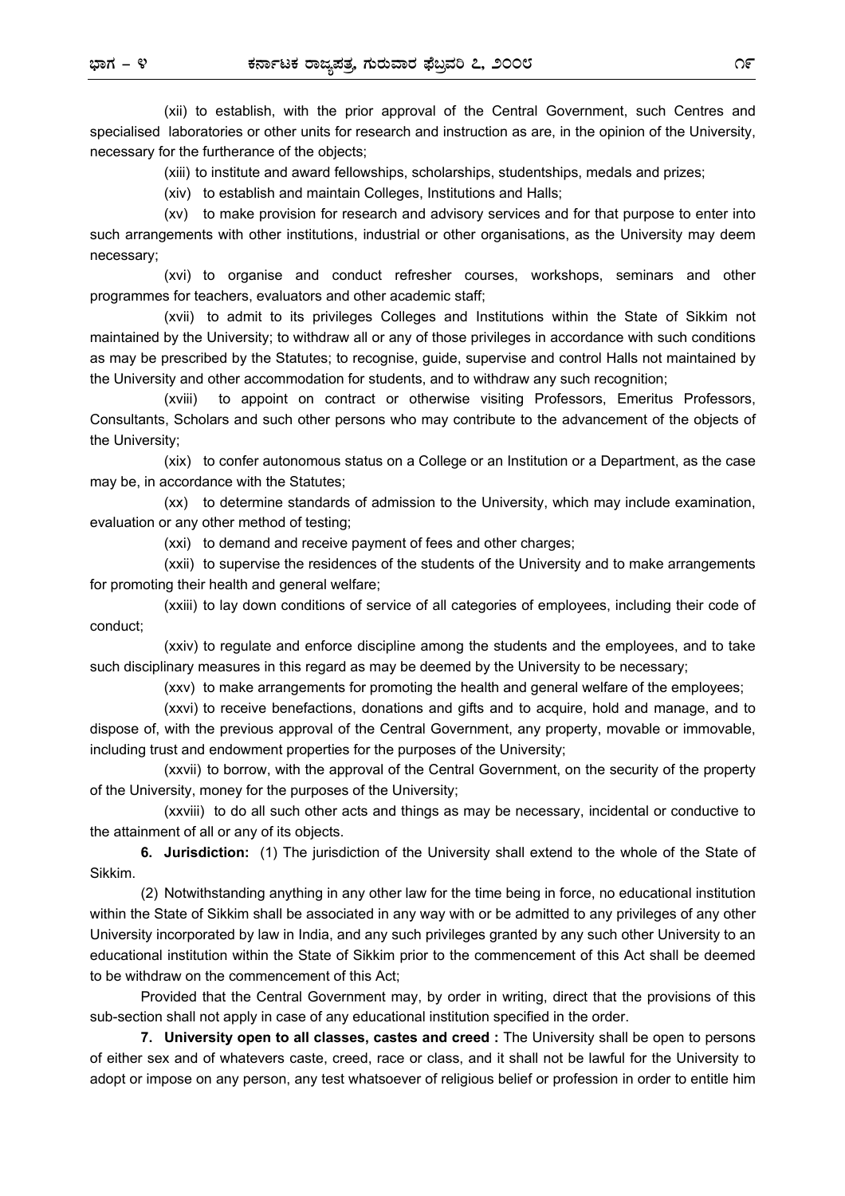(xii) to establish, with the prior approval of the Central Government, such Centres and specialised laboratories or other units for research and instruction as are, in the opinion of the University, necessary for the furtherance of the objects;

(xiii) to institute and award fellowships, scholarships, studentships, medals and prizes;

(xiv) to establish and maintain Colleges, Institutions and Halls;

(xv) to make provision for research and advisory services and for that purpose to enter into such arrangements with other institutions, industrial or other organisations, as the University may deem necessary;

(xvi) to organise and conduct refresher courses, workshops, seminars and other programmes for teachers, evaluators and other academic staff;

(xvii) to admit to its privileges Colleges and Institutions within the State of Sikkim not maintained by the University; to withdraw all or any of those privileges in accordance with such conditions as may be prescribed by the Statutes; to recognise, guide, supervise and control Halls not maintained by the University and other accommodation for students, and to withdraw any such recognition;

(xviii) to appoint on contract or otherwise visiting Professors, Emeritus Professors, Consultants, Scholars and such other persons who may contribute to the advancement of the objects of the University;

(xix) to confer autonomous status on a College or an Institution or a Department, as the case may be, in accordance with the Statutes;

(xx) to determine standards of admission to the University, which may include examination, evaluation or any other method of testing;

(xxi) to demand and receive payment of fees and other charges;

(xxii) to supervise the residences of the students of the University and to make arrangements for promoting their health and general welfare;

(xxiii) to lay down conditions of service of all categories of employees, including their code of conduct;

(xxiv) to regulate and enforce discipline among the students and the employees, and to take such disciplinary measures in this regard as may be deemed by the University to be necessary;

(xxv) to make arrangements for promoting the health and general welfare of the employees;

(xxvi) to receive benefactions, donations and gifts and to acquire, hold and manage, and to dispose of, with the previous approval of the Central Government, any property, movable or immovable, including trust and endowment properties for the purposes of the University;

(xxvii) to borrow, with the approval of the Central Government, on the security of the property of the University, money for the purposes of the University;

(xxviii) to do all such other acts and things as may be necessary, incidental or conductive to the attainment of all or any of its objects.

**6. Jurisdiction:** (1) The jurisdiction of the University shall extend to the whole of the State of Sikkim.

(2) Notwithstanding anything in any other law for the time being in force, no educational institution within the State of Sikkim shall be associated in any way with or be admitted to any privileges of any other University incorporated by law in India, and any such privileges granted by any such other University to an educational institution within the State of Sikkim prior to the commencement of this Act shall be deemed to be withdraw on the commencement of this Act;

Provided that the Central Government may, by order in writing, direct that the provisions of this sub-section shall not apply in case of any educational institution specified in the order.

**7. University open to all classes, castes and creed :** The University shall be open to persons of either sex and of whatevers caste, creed, race or class, and it shall not be lawful for the University to adopt or impose on any person, any test whatsoever of religious belief or profession in order to entitle him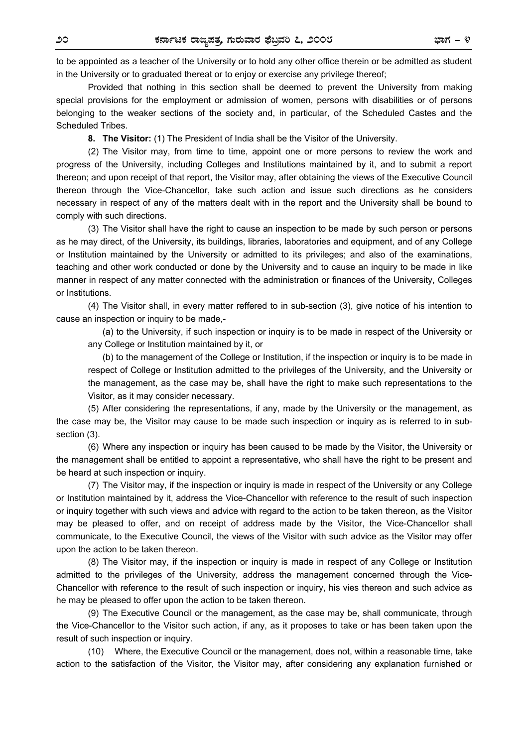to be appointed as a teacher of the University or to hold any other office therein or be admitted as student in the University or to graduated thereat or to enjoy or exercise any privilege thereof;

Provided that nothing in this section shall be deemed to prevent the University from making special provisions for the employment or admission of women, persons with disabilities or of persons belonging to the weaker sections of the society and, in particular, of the Scheduled Castes and the Scheduled Tribes.

**8. The Visitor:** (1) The President of India shall be the Visitor of the University.

(2) The Visitor may, from time to time, appoint one or more persons to review the work and progress of the University, including Colleges and Institutions maintained by it, and to submit a report thereon; and upon receipt of that report, the Visitor may, after obtaining the views of the Executive Council thereon through the Vice-Chancellor, take such action and issue such directions as he considers necessary in respect of any of the matters dealt with in the report and the University shall be bound to comply with such directions.

(3) The Visitor shall have the right to cause an inspection to be made by such person or persons as he may direct, of the University, its buildings, libraries, laboratories and equipment, and of any College or Institution maintained by the University or admitted to its privileges; and also of the examinations, teaching and other work conducted or done by the University and to cause an inquiry to be made in like manner in respect of any matter connected with the administration or finances of the University, Colleges or Institutions.

(4) The Visitor shall, in every matter reffered to in sub-section (3), give notice of his intention to cause an inspection or inquiry to be made,-

(a) to the University, if such inspection or inquiry is to be made in respect of the University or any College or Institution maintained by it, or

(b) to the management of the College or Institution, if the inspection or inquiry is to be made in respect of College or Institution admitted to the privileges of the University, and the University or the management, as the case may be, shall have the right to make such representations to the Visitor, as it may consider necessary.

(5) After considering the representations, if any, made by the University or the management, as the case may be, the Visitor may cause to be made such inspection or inquiry as is referred to in sub-section (3).

(6) Where any inspection or inquiry has been caused to be made by the Visitor, the University or the management shall be entitled to appoint a representative, who shall have the right to be present and be heard at such inspection or inquiry.

(7) The Visitor may, if the inspection or inquiry is made in respect of the University or any College or Institution maintained by it, address the Vice-Chancellor with reference to the result of such inspection or inquiry together with such views and advice with regard to the action to be taken thereon, as the Visitor may be pleased to offer, and on receipt of address made by the Visitor, the Vice-Chancellor shall communicate, to the Executive Council, the views of the Visitor with such advice as the Visitor may offer upon the action to be taken thereon.

(8) The Visitor may, if the inspection or inquiry is made in respect of any College or Institution admitted to the privileges of the University, address the management concerned through the Vice-Chancellor with reference to the result of such inspection or inquiry, his vies thereon and such advice as he may be pleased to offer upon the action to be taken thereon.

(9) The Executive Council or the management, as the case may be, shall communicate, through the Vice-Chancellor to the Visitor such action, if any, as it proposes to take or has been taken upon the result of such inspection or inquiry.

(10) Where, the Executive Council or the management, does not, within a reasonable time, take action to the satisfaction of the Visitor, the Visitor may, after considering any explanation furnished or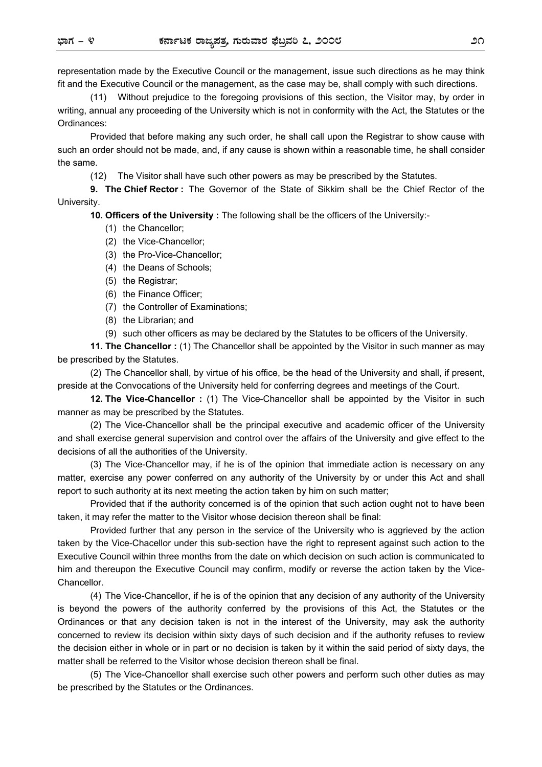representation made by the Executive Council or the management, issue such directions as he may think fit and the Executive Council or the management, as the case may be, shall comply with such directions.

(11) Without prejudice to the foregoing provisions of this section, the Visitor may, by order in writing, annual any proceeding of the University which is not in conformity with the Act, the Statutes or the Ordinances:

Provided that before making any such order, he shall call upon the Registrar to show cause with such an order should not be made, and, if any cause is shown within a reasonable time, he shall consider the same.

(12) The Visitor shall have such other powers as may be prescribed by the Statutes.

**9. The Chief Rector :** The Governor of the State of Sikkim shall be the Chief Rector of the University.

**10. Officers of the University :** The following shall be the officers of the University:-

(1) the Chancellor;
(2) the Vice-Chancellor;
(3) the Pro-Vice-Chancellor;
(4) the Deans of Schools;
(5) the Registrar;
(6) the Finance Officer;
(7) the Controller of Examinations;
(8) the Librarian; and
(9) such other officers as may be declared by the Statutes to be officers of the University.

**11. The Chancellor :** (1) The Chancellor shall be appointed by the Visitor in such manner as may be prescribed by the Statutes.

(2) The Chancellor shall, by virtue of his office, be the head of the University and shall, if present, preside at the Convocations of the University held for conferring degrees and meetings of the Court.

**12. The Vice-Chancellor :** (1) The Vice-Chancellor shall be appointed by the Visitor in such manner as may be prescribed by the Statutes.

(2) The Vice-Chancellor shall be the principal executive and academic officer of the University and shall exercise general supervision and control over the affairs of the University and give effect to the decisions of all the authorities of the University.

(3) The Vice-Chancellor may, if he is of the opinion that immediate action is necessary on any matter, exercise any power conferred on any authority of the University by or under this Act and shall report to such authority at its next meeting the action taken by him on such matter;

Provided that if the authority concerned is of the opinion that such action ought not to have been taken, it may refer the matter to the Visitor whose decision thereon shall be final:

Provided further that any person in the service of the University who is aggrieved by the action taken by the Vice-Chacellor under this sub-section have the right to represent against such action to the Executive Council within three months from the date on which decision on such action is communicated to him and thereupon the Executive Council may confirm, modify or reverse the action taken by the Vice-Chancellor.

(4) The Vice-Chancellor, if he is of the opinion that any decision of any authority of the University is beyond the powers of the authority conferred by the provisions of this Act, the Statutes or the Ordinances or that any decision taken is not in the interest of the University, may ask the authority concerned to review its decision within sixty days of such decision and if the authority refuses to review the decision either in whole or in part or no decision is taken by it within the said period of sixty days, the matter shall be referred to the Visitor whose decision thereon shall be final.

(5) The Vice-Chancellor shall exercise such other powers and perform such other duties as may be prescribed by the Statutes or the Ordinances.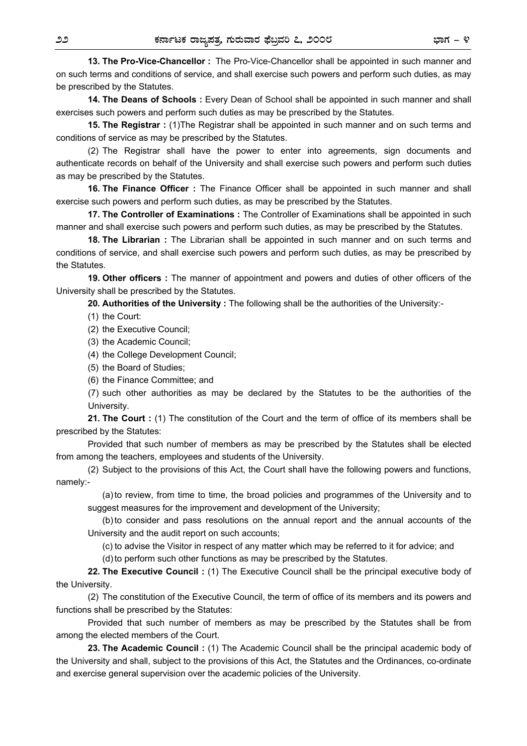**13. The Pro-Vice-Chancellor :** The Pro-Vice-Chancellor shall be appointed in such manner and on such terms and conditions of service, and shall exercise such powers and perform such duties, as may be prescribed by the Statutes.

**14. The Deans of Schools :** Every Dean of School shall be appointed in such manner and shall exercises such powers and perform such duties as may be prescribed by the Statutes.

**15. The Registrar :** (1)The Registrar shall be appointed in such manner and on such terms and conditions of service as may be prescribed by the Statutes.

(2) The Registrar shall have the power to enter into agreements, sign documents and authenticate records on behalf of the University and shall exercise such powers and perform such duties as may be prescribed by the Statutes.

**16. The Finance Officer :** The Finance Officer shall be appointed in such manner and shall exercise such powers and perform such duties, as may be prescribed by the Statutes.

**17. The Controller of Examinations :** The Controller of Examinations shall be appointed in such manner and shall exercise such powers and perform such duties, as may be prescribed by the Statutes.

**18. The Librarian :** The Librarian shall be appointed in such manner and on such terms and conditions of service, and shall exercise such powers and perform such duties, as may be prescribed by the Statutes.

**19. Other officers :** The manner of appointment and powers and duties of other officers of the University shall be prescribed by the Statutes.

**20. Authorities of the University :** The following shall be the authorities of the University:-

(1) the Court:

(2) the Executive Council;

(3) the Academic Council;

(4) the College Development Council;

(5) the Board of Studies;

(6) the Finance Committee; and

(7) such other authorities as may be declared by the Statutes to be the authorities of the University.

**21. The Court :** (1) The constitution of the Court and the term of office of its members shall be prescribed by the Statutes:

Provided that such number of members as may be prescribed by the Statutes shall be elected from among the teachers, employees and students of the University.

(2) Subject to the provisions of this Act, the Court shall have the following powers and functions, namely:-

(a) to review, from time to time, the broad policies and programmes of the University and to suggest measures for the improvement and development of the University;

(b) to consider and pass resolutions on the annual report and the annual accounts of the University and the audit report on such accounts;

(c) to advise the Visitor in respect of any matter which may be referred to it for advice; and

(d) to perform such other functions as may be prescribed by the Statutes.

**22. The Executive Council :** (1) The Executive Council shall be the principal executive body of the University.

(2) The constitution of the Executive Council, the term of office of its members and its powers and functions shall be prescribed by the Statutes:

Provided that such number of members as may be prescribed by the Statutes shall be from among the elected members of the Court.

**23. The Academic Council :** (1) The Academic Council shall be the principal academic body of the University and shall, subject to the provisions of this Act, the Statutes and the Ordinances, co-ordinate and exercise general supervision over the academic policies of the University.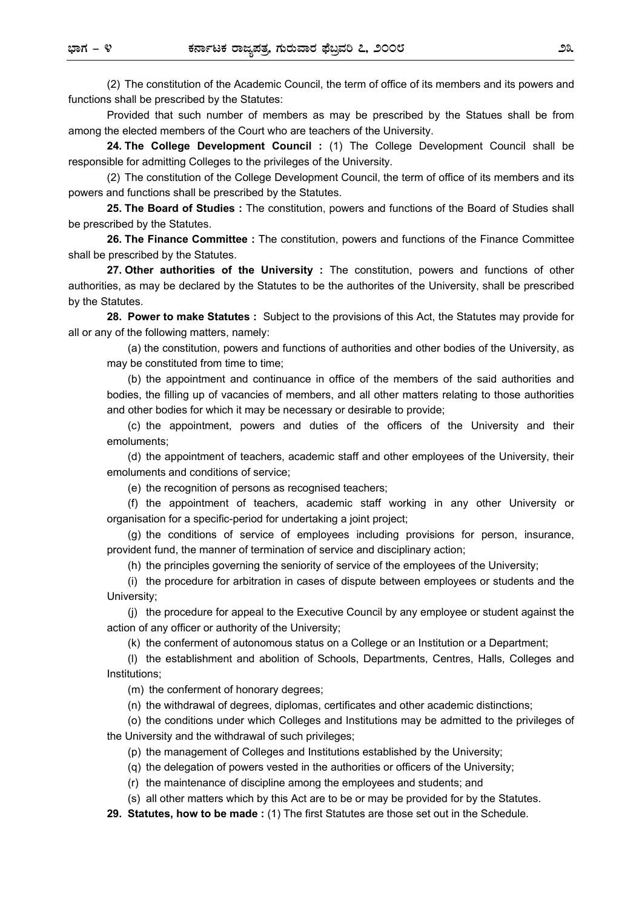(2) The constitution of the Academic Council, the term of office of its members and its powers and functions shall be prescribed by the Statutes:

Provided that such number of members as may be prescribed by the Statues shall be from among the elected members of the Court who are teachers of the University.

**24. The College Development Council :** (1) The College Development Council shall be responsible for admitting Colleges to the privileges of the University.

(2) The constitution of the College Development Council, the term of office of its members and its powers and functions shall be prescribed by the Statutes.

**25. The Board of Studies :** The constitution, powers and functions of the Board of Studies shall be prescribed by the Statutes.

**26. The Finance Committee :** The constitution, powers and functions of the Finance Committee shall be prescribed by the Statutes.

**27. Other authorities of the University :** The constitution, powers and functions of other authorities, as may be declared by the Statutes to be the authorites of the University, shall be prescribed by the Statutes.

**28. Power to make Statutes :** Subject to the provisions of this Act, the Statutes may provide for all or any of the following matters, namely:

(a) the constitution, powers and functions of authorities and other bodies of the University, as may be constituted from time to time;

(b) the appointment and continuance in office of the members of the said authorities and bodies, the filling up of vacancies of members, and all other matters relating to those authorities and other bodies for which it may be necessary or desirable to provide;

(c) the appointment, powers and duties of the officers of the University and their emoluments;

(d) the appointment of teachers, academic staff and other employees of the University, their emoluments and conditions of service;

(e) the recognition of persons as recognised teachers;

(f) the appointment of teachers, academic staff working in any other University or organisation for a specific-period for undertaking a joint project;

(g) the conditions of service of employees including provisions for person, insurance, provident fund, the manner of termination of service and disciplinary action;

(h) the principles governing the seniority of service of the employees of the University;

(i) the procedure for arbitration in cases of dispute between employees or students and the University;

(j) the procedure for appeal to the Executive Council by any employee or student against the action of any officer or authority of the University;

(k) the conferment of autonomous status on a College or an Institution or a Department;

(l) the establishment and abolition of Schools, Departments, Centres, Halls, Colleges and Institutions;

(m) the conferment of honorary degrees;

(n) the withdrawal of degrees, diplomas, certificates and other academic distinctions;

(o) the conditions under which Colleges and Institutions may be admitted to the privileges of the University and the withdrawal of such privileges;

(p) the management of Colleges and Institutions established by the University;

(q) the delegation of powers vested in the authorities or officers of the University;

(r) the maintenance of discipline among the employees and students; and

(s) all other matters which by this Act are to be or may be provided for by the Statutes.

**29. Statutes, how to be made :** (1) The first Statutes are those set out in the Schedule.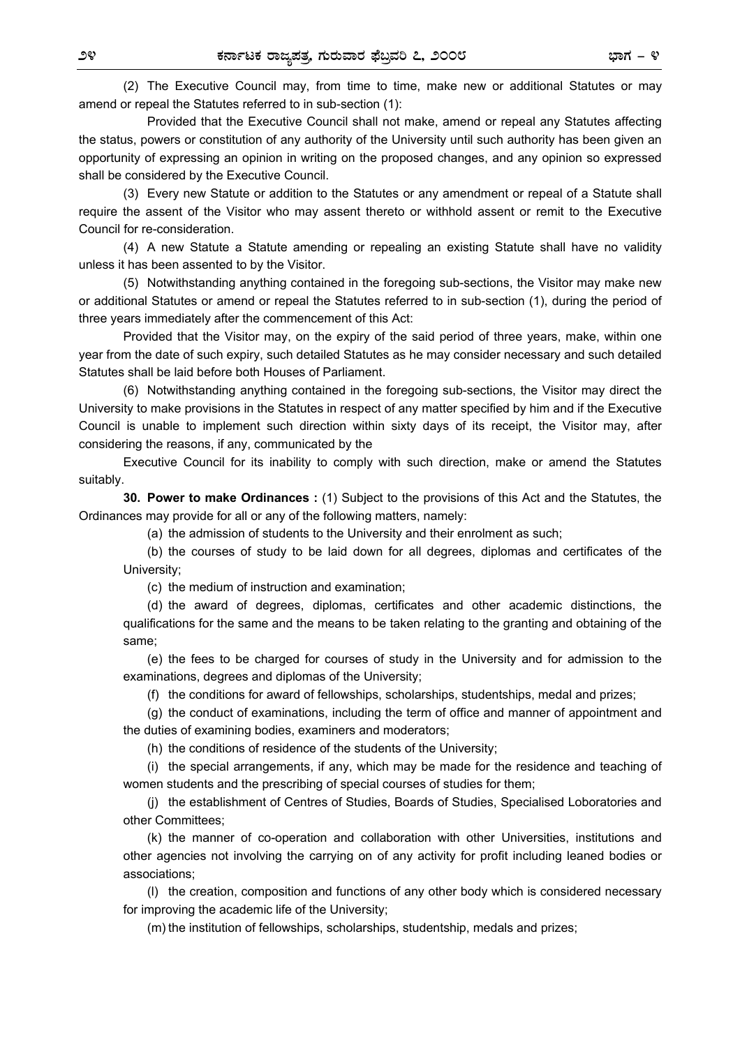(2) The Executive Council may, from time to time, make new or additional Statutes or may amend or repeal the Statutes referred to in sub-section (1):

Provided that the Executive Council shall not make, amend or repeal any Statutes affecting the status, powers or constitution of any authority of the University until such authority has been given an opportunity of expressing an opinion in writing on the proposed changes, and any opinion so expressed shall be considered by the Executive Council.

(3) Every new Statute or addition to the Statutes or any amendment or repeal of a Statute shall require the assent of the Visitor who may assent thereto or withhold assent or remit to the Executive Council for re-consideration.

(4) A new Statute a Statute amending or repealing an existing Statute shall have no validity unless it has been assented to by the Visitor.

(5) Notwithstanding anything contained in the foregoing sub-sections, the Visitor may make new or additional Statutes or amend or repeal the Statutes referred to in sub-section (1), during the period of three years immediately after the commencement of this Act:

Provided that the Visitor may, on the expiry of the said period of three years, make, within one year from the date of such expiry, such detailed Statutes as he may consider necessary and such detailed Statutes shall be laid before both Houses of Parliament.

(6) Notwithstanding anything contained in the foregoing sub-sections, the Visitor may direct the University to make provisions in the Statutes in respect of any matter specified by him and if the Executive Council is unable to implement such direction within sixty days of its receipt, the Visitor may, after considering the reasons, if any, communicated by the

Executive Council for its inability to comply with such direction, make or amend the Statutes suitably.

**30. Power to make Ordinances :** (1) Subject to the provisions of this Act and the Statutes, the Ordinances may provide for all or any of the following matters, namely:

(a) the admission of students to the University and their enrolment as such;

(b) the courses of study to be laid down for all degrees, diplomas and certificates of the University;

(c) the medium of instruction and examination;

(d) the award of degrees, diplomas, certificates and other academic distinctions, the qualifications for the same and the means to be taken relating to the granting and obtaining of the same;

(e) the fees to be charged for courses of study in the University and for admission to the examinations, degrees and diplomas of the University;

(f) the conditions for award of fellowships, scholarships, studentships, medal and prizes;

(g) the conduct of examinations, including the term of office and manner of appointment and the duties of examining bodies, examiners and moderators;

(h) the conditions of residence of the students of the University;

(i) the special arrangements, if any, which may be made for the residence and teaching of women students and the prescribing of special courses of studies for them;

(j) the establishment of Centres of Studies, Boards of Studies, Specialised Loboratories and other Committees;

(k) the manner of co-operation and collaboration with other Universities, institutions and other agencies not involving the carrying on of any activity for profit including leaned bodies or associations;

(l) the creation, composition and functions of any other body which is considered necessary for improving the academic life of the University;

(m) the institution of fellowships, scholarships, studentship, medals and prizes;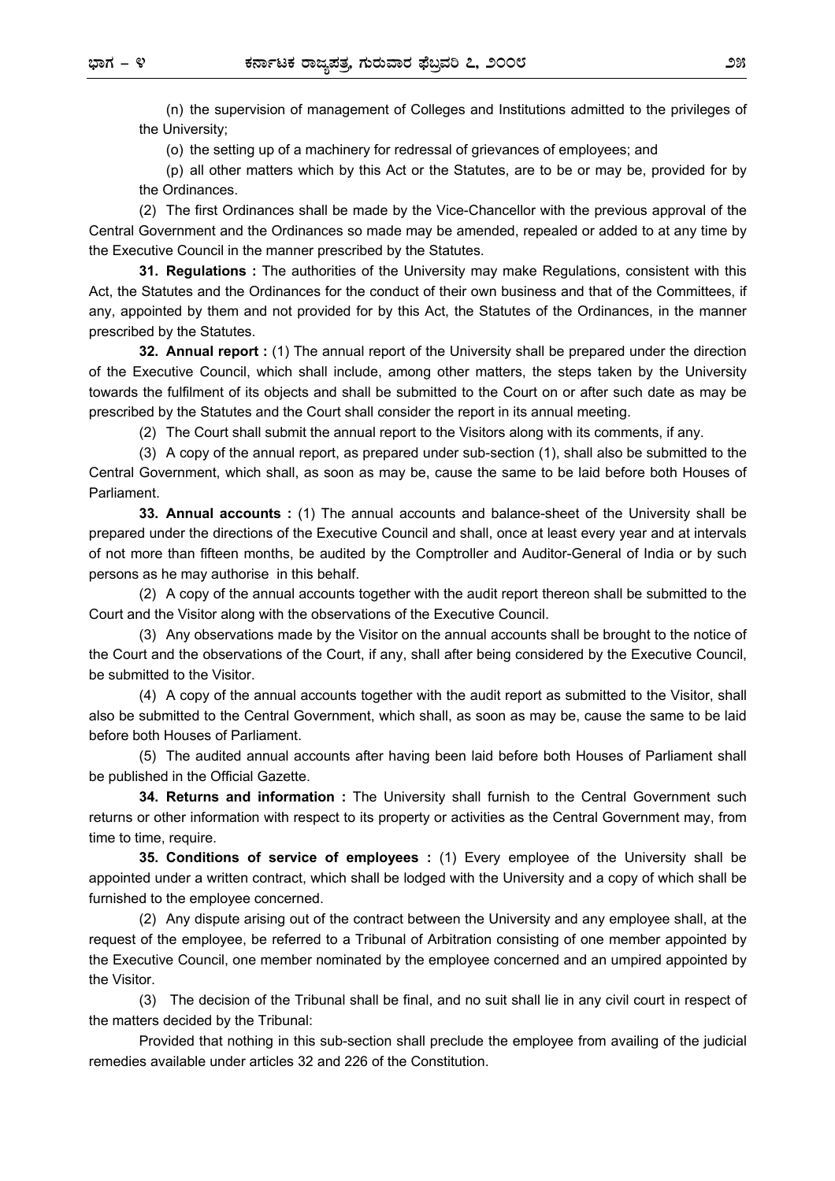(n) the supervision of management of Colleges and Institutions admitted to the privileges of the University;

(o) the setting up of a machinery for redressal of grievances of employees; and

(p) all other matters which by this Act or the Statutes, are to be or may be, provided for by the Ordinances.

(2) The first Ordinances shall be made by the Vice-Chancellor with the previous approval of the Central Government and the Ordinances so made may be amended, repealed or added to at any time by the Executive Council in the manner prescribed by the Statutes.

**31. Regulations :** The authorities of the University may make Regulations, consistent with this Act, the Statutes and the Ordinances for the conduct of their own business and that of the Committees, if any, appointed by them and not provided for by this Act, the Statutes of the Ordinances, in the manner prescribed by the Statutes.

**32. Annual report :** (1) The annual report of the University shall be prepared under the direction of the Executive Council, which shall include, among other matters, the steps taken by the University towards the fulfilment of its objects and shall be submitted to the Court on or after such date as may be prescribed by the Statutes and the Court shall consider the report in its annual meeting.

(2) The Court shall submit the annual report to the Visitors along with its comments, if any.

(3) A copy of the annual report, as prepared under sub-section (1), shall also be submitted to the Central Government, which shall, as soon as may be, cause the same to be laid before both Houses of Parliament.

**33. Annual accounts :** (1) The annual accounts and balance-sheet of the University shall be prepared under the directions of the Executive Council and shall, once at least every year and at intervals of not more than fifteen months, be audited by the Comptroller and Auditor-General of India or by such persons as he may authorise in this behalf.

(2) A copy of the annual accounts together with the audit report thereon shall be submitted to the Court and the Visitor along with the observations of the Executive Council.

(3) Any observations made by the Visitor on the annual accounts shall be brought to the notice of the Court and the observations of the Court, if any, shall after being considered by the Executive Council, be submitted to the Visitor.

(4) A copy of the annual accounts together with the audit report as submitted to the Visitor, shall also be submitted to the Central Government, which shall, as soon as may be, cause the same to be laid before both Houses of Parliament.

(5) The audited annual accounts after having been laid before both Houses of Parliament shall be published in the Official Gazette.

**34. Returns and information :** The University shall furnish to the Central Government such returns or other information with respect to its property or activities as the Central Government may, from time to time, require.

**35. Conditions of service of employees :** (1) Every employee of the University shall be appointed under a written contract, which shall be lodged with the University and a copy of which shall be furnished to the employee concerned.

(2) Any dispute arising out of the contract between the University and any employee shall, at the request of the employee, be referred to a Tribunal of Arbitration consisting of one member appointed by the Executive Council, one member nominated by the employee concerned and an umpired appointed by the Visitor.

(3) The decision of the Tribunal shall be final, and no suit shall lie in any civil court in respect of the matters decided by the Tribunal:

Provided that nothing in this sub-section shall preclude the employee from availing of the judicial remedies available under articles 32 and 226 of the Constitution.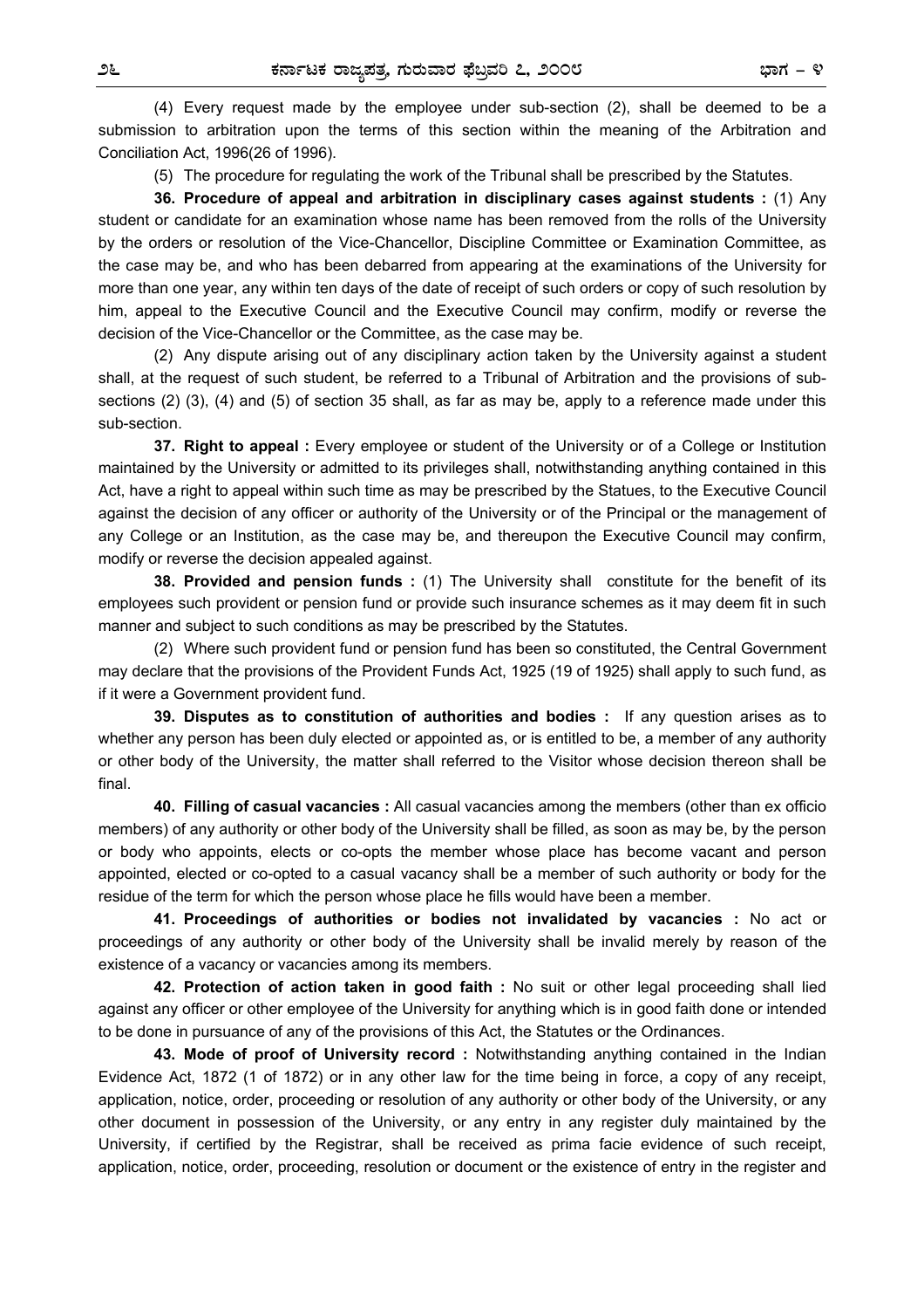(4) Every request made by the employee under sub-section (2), shall be deemed to be a submission to arbitration upon the terms of this section within the meaning of the Arbitration and Conciliation Act, 1996(26 of 1996).

(5) The procedure for regulating the work of the Tribunal shall be prescribed by the Statutes.

**36. Procedure of appeal and arbitration in disciplinary cases against students :** (1) Any student or candidate for an examination whose name has been removed from the rolls of the University by the orders or resolution of the Vice-Chancellor, Discipline Committee or Examination Committee, as the case may be, and who has been debarred from appearing at the examinations of the University for more than one year, any within ten days of the date of receipt of such orders or copy of such resolution by him, appeal to the Executive Council and the Executive Council may confirm, modify or reverse the decision of the Vice-Chancellor or the Committee, as the case may be.

(2) Any dispute arising out of any disciplinary action taken by the University against a student shall, at the request of such student, be referred to a Tribunal of Arbitration and the provisions of sub-sections (2) (3), (4) and (5) of section 35 shall, as far as may be, apply to a reference made under this sub-section.

**37. Right to appeal :** Every employee or student of the University or of a College or Institution maintained by the University or admitted to its privileges shall, notwithstanding anything contained in this Act, have a right to appeal within such time as may be prescribed by the Statues, to the Executive Council against the decision of any officer or authority of the University or of the Principal or the management of any College or an Institution, as the case may be, and thereupon the Executive Council may confirm, modify or reverse the decision appealed against.

**38. Provided and pension funds :** (1) The University shall constitute for the benefit of its employees such provident or pension fund or provide such insurance schemes as it may deem fit in such manner and subject to such conditions as may be prescribed by the Statutes.

(2) Where such provident fund or pension fund has been so constituted, the Central Government may declare that the provisions of the Provident Funds Act, 1925 (19 of 1925) shall apply to such fund, as if it were a Government provident fund.

**39. Disputes as to constitution of authorities and bodies :** If any question arises as to whether any person has been duly elected or appointed as, or is entitled to be, a member of any authority or other body of the University, the matter shall referred to the Visitor whose decision thereon shall be final.

**40. Filling of casual vacancies :** All casual vacancies among the members (other than ex officio members) of any authority or other body of the University shall be filled, as soon as may be, by the person or body who appoints, elects or co-opts the member whose place has become vacant and person appointed, elected or co-opted to a casual vacancy shall be a member of such authority or body for the residue of the term for which the person whose place he fills would have been a member.

**41. Proceedings of authorities or bodies not invalidated by vacancies :** No act or proceedings of any authority or other body of the University shall be invalid merely by reason of the existence of a vacancy or vacancies among its members.

**42. Protection of action taken in good faith :** No suit or other legal proceeding shall lied against any officer or other employee of the University for anything which is in good faith done or intended to be done in pursuance of any of the provisions of this Act, the Statutes or the Ordinances.

**43. Mode of proof of University record :** Notwithstanding anything contained in the Indian Evidence Act, 1872 (1 of 1872) or in any other law for the time being in force, a copy of any receipt, application, notice, order, proceeding or resolution of any authority or other body of the University, or any other document in possession of the University, or any entry in any register duly maintained by the University, if certified by the Registrar, shall be received as prima facie evidence of such receipt, application, notice, order, proceeding, resolution or document or the existence of entry in the register and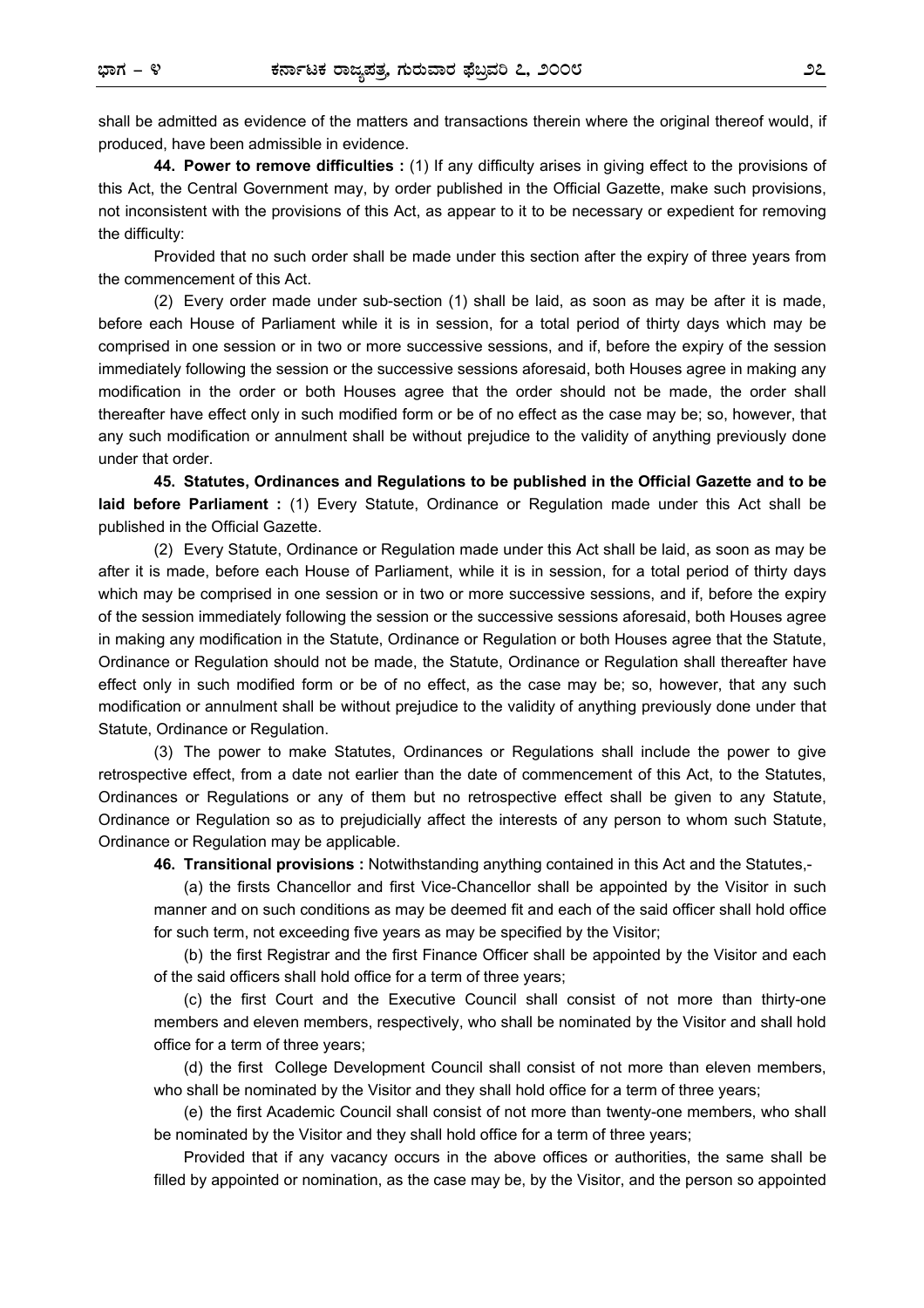shall be admitted as evidence of the matters and transactions therein where the original thereof would, if produced, have been admissible in evidence.

**44. Power to remove difficulties :** (1) If any difficulty arises in giving effect to the provisions of this Act, the Central Government may, by order published in the Official Gazette, make such provisions, not inconsistent with the provisions of this Act, as appear to it to be necessary or expedient for removing the difficulty:

Provided that no such order shall be made under this section after the expiry of three years from the commencement of this Act.

(2) Every order made under sub-section (1) shall be laid, as soon as may be after it is made, before each House of Parliament while it is in session, for a total period of thirty days which may be comprised in one session or in two or more successive sessions, and if, before the expiry of the session immediately following the session or the successive sessions aforesaid, both Houses agree in making any modification in the order or both Houses agree that the order should not be made, the order shall thereafter have effect only in such modified form or be of no effect as the case may be; so, however, that any such modification or annulment shall be without prejudice to the validity of anything previously done under that order.

**45. Statutes, Ordinances and Regulations to be published in the Official Gazette and to be laid before Parliament :** (1) Every Statute, Ordinance or Regulation made under this Act shall be published in the Official Gazette.

(2) Every Statute, Ordinance or Regulation made under this Act shall be laid, as soon as may be after it is made, before each House of Parliament, while it is in session, for a total period of thirty days which may be comprised in one session or in two or more successive sessions, and if, before the expiry of the session immediately following the session or the successive sessions aforesaid, both Houses agree in making any modification in the Statute, Ordinance or Regulation or both Houses agree that the Statute, Ordinance or Regulation should not be made, the Statute, Ordinance or Regulation shall thereafter have effect only in such modified form or be of no effect, as the case may be; so, however, that any such modification or annulment shall be without prejudice to the validity of anything previously done under that Statute, Ordinance or Regulation.

(3) The power to make Statutes, Ordinances or Regulations shall include the power to give retrospective effect, from a date not earlier than the date of commencement of this Act, to the Statutes, Ordinances or Regulations or any of them but no retrospective effect shall be given to any Statute, Ordinance or Regulation so as to prejudicially affect the interests of any person to whom such Statute, Ordinance or Regulation may be applicable.

**46. Transitional provisions :** Notwithstanding anything contained in this Act and the Statutes,-

(a) the firsts Chancellor and first Vice-Chancellor shall be appointed by the Visitor in such manner and on such conditions as may be deemed fit and each of the said officer shall hold office for such term, not exceeding five years as may be specified by the Visitor;

(b) the first Registrar and the first Finance Officer shall be appointed by the Visitor and each of the said officers shall hold office for a term of three years;

(c) the first Court and the Executive Council shall consist of not more than thirty-one members and eleven members, respectively, who shall be nominated by the Visitor and shall hold office for a term of three years;

(d) the first College Development Council shall consist of not more than eleven members, who shall be nominated by the Visitor and they shall hold office for a term of three years;

(e) the first Academic Council shall consist of not more than twenty-one members, who shall be nominated by the Visitor and they shall hold office for a term of three years;

Provided that if any vacancy occurs in the above offices or authorities, the same shall be filled by appointed or nomination, as the case may be, by the Visitor, and the person so appointed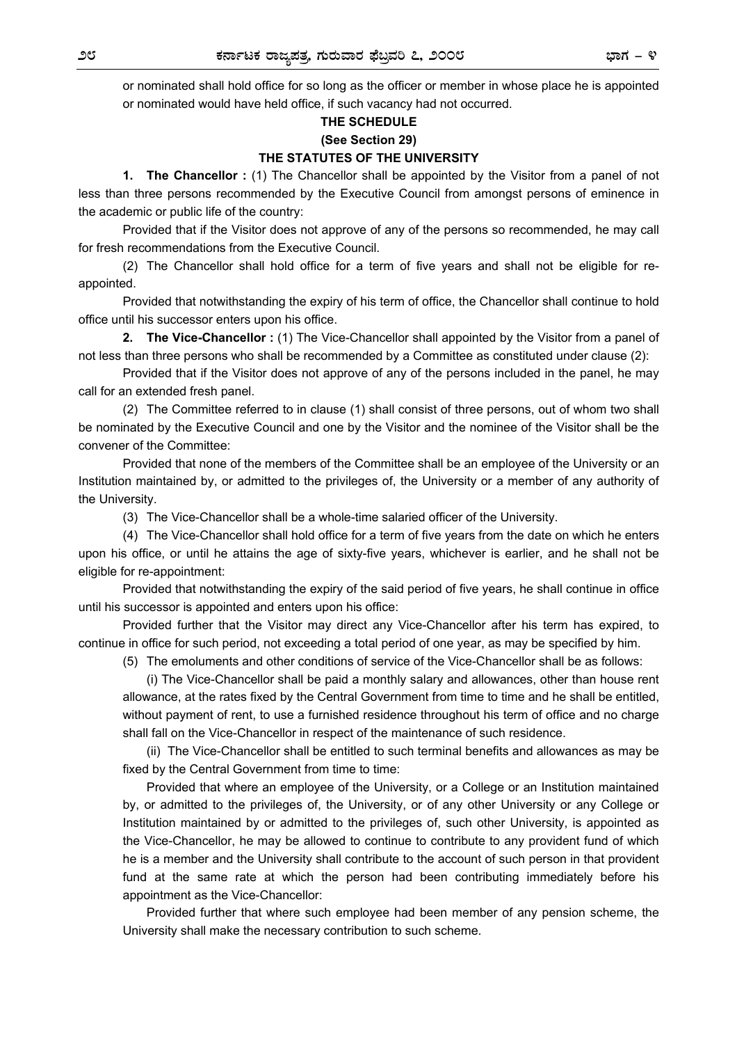or nominated shall hold office for so long as the officer or member in whose place he is appointed or nominated would have held office, if such vacancy had not occurred.

## THE SCHEDULE

### (See Section 29)

### THE STATUTES OF THE UNIVERSITY

**1. The Chancellor :** (1) The Chancellor shall be appointed by the Visitor from a panel of not less than three persons recommended by the Executive Council from amongst persons of eminence in the academic or public life of the country:

Provided that if the Visitor does not approve of any of the persons so recommended, he may call for fresh recommendations from the Executive Council.

(2) The Chancellor shall hold office for a term of five years and shall not be eligible for re-appointed.

Provided that notwithstanding the expiry of his term of office, the Chancellor shall continue to hold office until his successor enters upon his office.

**2. The Vice-Chancellor :** (1) The Vice-Chancellor shall appointed by the Visitor from a panel of not less than three persons who shall be recommended by a Committee as constituted under clause (2):

Provided that if the Visitor does not approve of any of the persons included in the panel, he may call for an extended fresh panel.

(2) The Committee referred to in clause (1) shall consist of three persons, out of whom two shall be nominated by the Executive Council and one by the Visitor and the nominee of the Visitor shall be the convener of the Committee:

Provided that none of the members of the Committee shall be an employee of the University or an Institution maintained by, or admitted to the privileges of, the University or a member of any authority of the University.

(3) The Vice-Chancellor shall be a whole-time salaried officer of the University.

(4) The Vice-Chancellor shall hold office for a term of five years from the date on which he enters upon his office, or until he attains the age of sixty-five years, whichever is earlier, and he shall not be eligible for re-appointment:

Provided that notwithstanding the expiry of the said period of five years, he shall continue in office until his successor is appointed and enters upon his office:

Provided further that the Visitor may direct any Vice-Chancellor after his term has expired, to continue in office for such period, not exceeding a total period of one year, as may be specified by him.

(5) The emoluments and other conditions of service of the Vice-Chancellor shall be as follows:

(i) The Vice-Chancellor shall be paid a monthly salary and allowances, other than house rent allowance, at the rates fixed by the Central Government from time to time and he shall be entitled, without payment of rent, to use a furnished residence throughout his term of office and no charge shall fall on the Vice-Chancellor in respect of the maintenance of such residence.

(ii) The Vice-Chancellor shall be entitled to such terminal benefits and allowances as may be fixed by the Central Government from time to time:

Provided that where an employee of the University, or a College or an Institution maintained by, or admitted to the privileges of, the University, or of any other University or any College or Institution maintained by or admitted to the privileges of, such other University, is appointed as the Vice-Chancellor, he may be allowed to continue to contribute to any provident fund of which he is a member and the University shall contribute to the account of such person in that provident fund at the same rate at which the person had been contributing immediately before his appointment as the Vice-Chancellor:

Provided further that where such employee had been member of any pension scheme, the University shall make the necessary contribution to such scheme.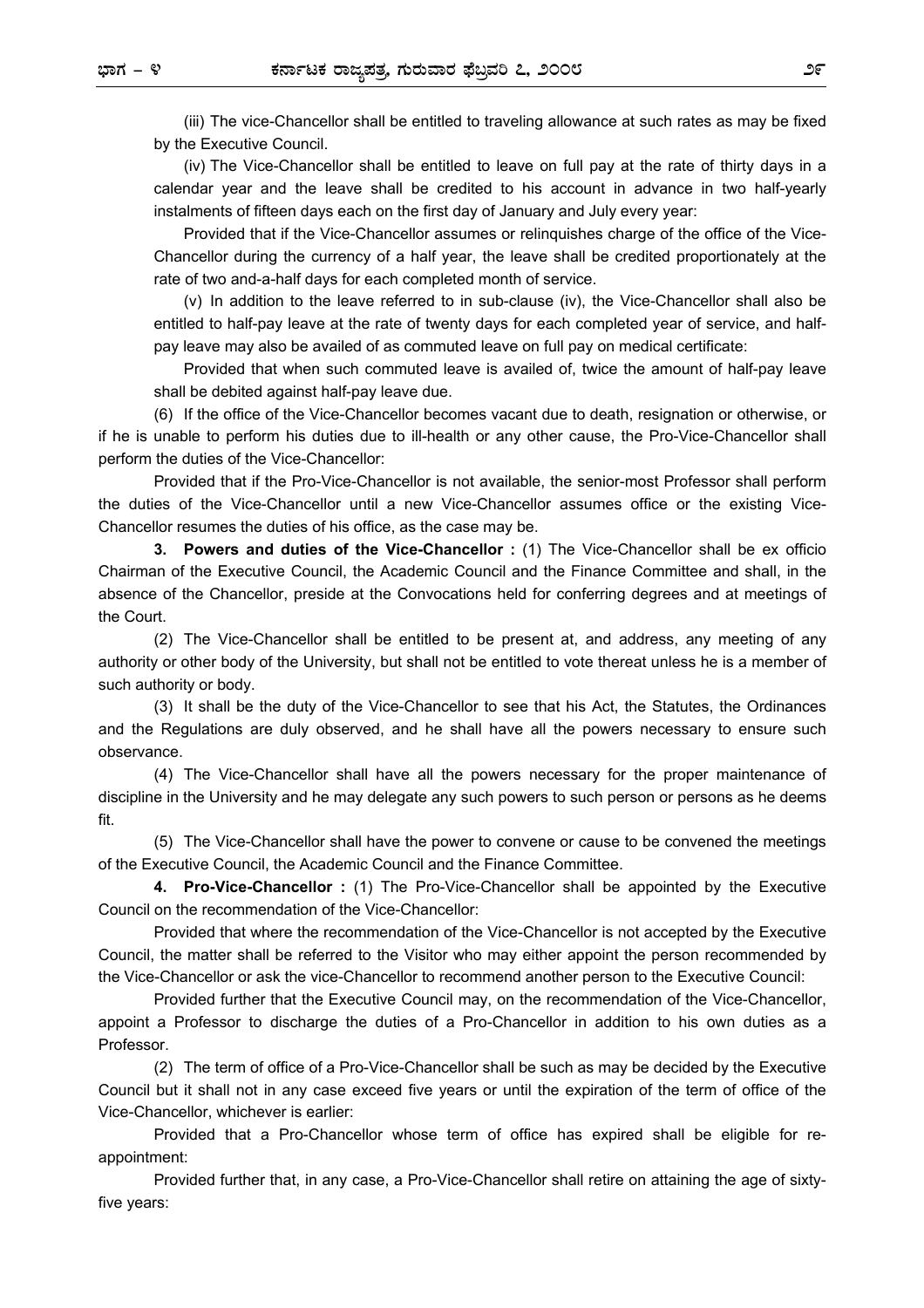(iii) The vice-Chancellor shall be entitled to traveling allowance at such rates as may be fixed by the Executive Council.

(iv) The Vice-Chancellor shall be entitled to leave on full pay at the rate of thirty days in a calendar year and the leave shall be credited to his account in advance in two half-yearly instalments of fifteen days each on the first day of January and July every year:

Provided that if the Vice-Chancellor assumes or relinquishes charge of the office of the Vice-Chancellor during the currency of a half year, the leave shall be credited proportionately at the rate of two and-a-half days for each completed month of service.

(v) In addition to the leave referred to in sub-clause (iv), the Vice-Chancellor shall also be entitled to half-pay leave at the rate of twenty days for each completed year of service, and half-pay leave may also be availed of as commuted leave on full pay on medical certificate:

Provided that when such commuted leave is availed of, twice the amount of half-pay leave shall be debited against half-pay leave due.

(6) If the office of the Vice-Chancellor becomes vacant due to death, resignation or otherwise, or if he is unable to perform his duties due to ill-health or any other cause, the Pro-Vice-Chancellor shall perform the duties of the Vice-Chancellor:

Provided that if the Pro-Vice-Chancellor is not available, the senior-most Professor shall perform the duties of the Vice-Chancellor until a new Vice-Chancellor assumes office or the existing Vice-Chancellor resumes the duties of his office, as the case may be.

**3. Powers and duties of the Vice-Chancellor :** (1) The Vice-Chancellor shall be ex officio Chairman of the Executive Council, the Academic Council and the Finance Committee and shall, in the absence of the Chancellor, preside at the Convocations held for conferring degrees and at meetings of the Court.

(2) The Vice-Chancellor shall be entitled to be present at, and address, any meeting of any authority or other body of the University, but shall not be entitled to vote thereat unless he is a member of such authority or body.

(3) It shall be the duty of the Vice-Chancellor to see that his Act, the Statutes, the Ordinances and the Regulations are duly observed, and he shall have all the powers necessary to ensure such observance.

(4) The Vice-Chancellor shall have all the powers necessary for the proper maintenance of discipline in the University and he may delegate any such powers to such person or persons as he deems fit.

(5) The Vice-Chancellor shall have the power to convene or cause to be convened the meetings of the Executive Council, the Academic Council and the Finance Committee.

**4. Pro-Vice-Chancellor :** (1) The Pro-Vice-Chancellor shall be appointed by the Executive Council on the recommendation of the Vice-Chancellor:

Provided that where the recommendation of the Vice-Chancellor is not accepted by the Executive Council, the matter shall be referred to the Visitor who may either appoint the person recommended by the Vice-Chancellor or ask the vice-Chancellor to recommend another person to the Executive Council:

Provided further that the Executive Council may, on the recommendation of the Vice-Chancellor, appoint a Professor to discharge the duties of a Pro-Chancellor in addition to his own duties as a Professor.

(2) The term of office of a Pro-Vice-Chancellor shall be such as may be decided by the Executive Council but it shall not in any case exceed five years or until the expiration of the term of office of the Vice-Chancellor, whichever is earlier:

Provided that a Pro-Chancellor whose term of office has expired shall be eligible for re-appointment:

Provided further that, in any case, a Pro-Vice-Chancellor shall retire on attaining the age of sixty-five years: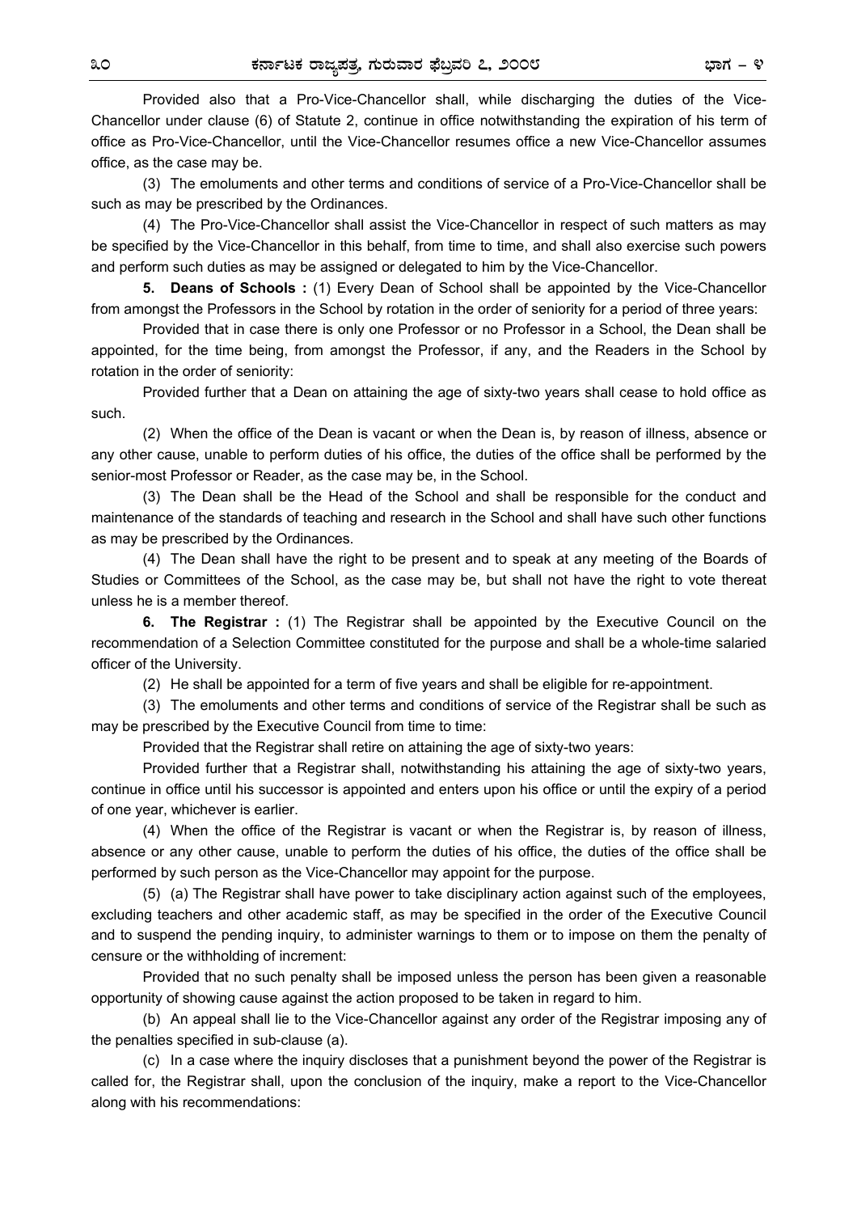Provided also that a Pro-Vice-Chancellor shall, while discharging the duties of the Vice-Chancellor under clause (6) of Statute 2, continue in office notwithstanding the expiration of his term of office as Pro-Vice-Chancellor, until the Vice-Chancellor resumes office a new Vice-Chancellor assumes office, as the case may be.

(3) The emoluments and other terms and conditions of service of a Pro-Vice-Chancellor shall be such as may be prescribed by the Ordinances.

(4) The Pro-Vice-Chancellor shall assist the Vice-Chancellor in respect of such matters as may be specified by the Vice-Chancellor in this behalf, from time to time, and shall also exercise such powers and perform such duties as may be assigned or delegated to him by the Vice-Chancellor.

**5. Deans of Schools :** (1) Every Dean of School shall be appointed by the Vice-Chancellor from amongst the Professors in the School by rotation in the order of seniority for a period of three years:

Provided that in case there is only one Professor or no Professor in a School, the Dean shall be appointed, for the time being, from amongst the Professor, if any, and the Readers in the School by rotation in the order of seniority:

Provided further that a Dean on attaining the age of sixty-two years shall cease to hold office as such.

(2) When the office of the Dean is vacant or when the Dean is, by reason of illness, absence or any other cause, unable to perform duties of his office, the duties of the office shall be performed by the senior-most Professor or Reader, as the case may be, in the School.

(3) The Dean shall be the Head of the School and shall be responsible for the conduct and maintenance of the standards of teaching and research in the School and shall have such other functions as may be prescribed by the Ordinances.

(4) The Dean shall have the right to be present and to speak at any meeting of the Boards of Studies or Committees of the School, as the case may be, but shall not have the right to vote thereat unless he is a member thereof.

**6. The Registrar :** (1) The Registrar shall be appointed by the Executive Council on the recommendation of a Selection Committee constituted for the purpose and shall be a whole-time salaried officer of the University.

(2) He shall be appointed for a term of five years and shall be eligible for re-appointment.

(3) The emoluments and other terms and conditions of service of the Registrar shall be such as may be prescribed by the Executive Council from time to time:

Provided that the Registrar shall retire on attaining the age of sixty-two years:

Provided further that a Registrar shall, notwithstanding his attaining the age of sixty-two years, continue in office until his successor is appointed and enters upon his office or until the expiry of a period of one year, whichever is earlier.

(4) When the office of the Registrar is vacant or when the Registrar is, by reason of illness, absence or any other cause, unable to perform the duties of his office, the duties of the office shall be performed by such person as the Vice-Chancellor may appoint for the purpose.

(5) (a) The Registrar shall have power to take disciplinary action against such of the employees, excluding teachers and other academic staff, as may be specified in the order of the Executive Council and to suspend the pending inquiry, to administer warnings to them or to impose on them the penalty of censure or the withholding of increment:

Provided that no such penalty shall be imposed unless the person has been given a reasonable opportunity of showing cause against the action proposed to be taken in regard to him.

(b) An appeal shall lie to the Vice-Chancellor against any order of the Registrar imposing any of the penalties specified in sub-clause (a).

(c) In a case where the inquiry discloses that a punishment beyond the power of the Registrar is called for, the Registrar shall, upon the conclusion of the inquiry, make a report to the Vice-Chancellor along with his recommendations: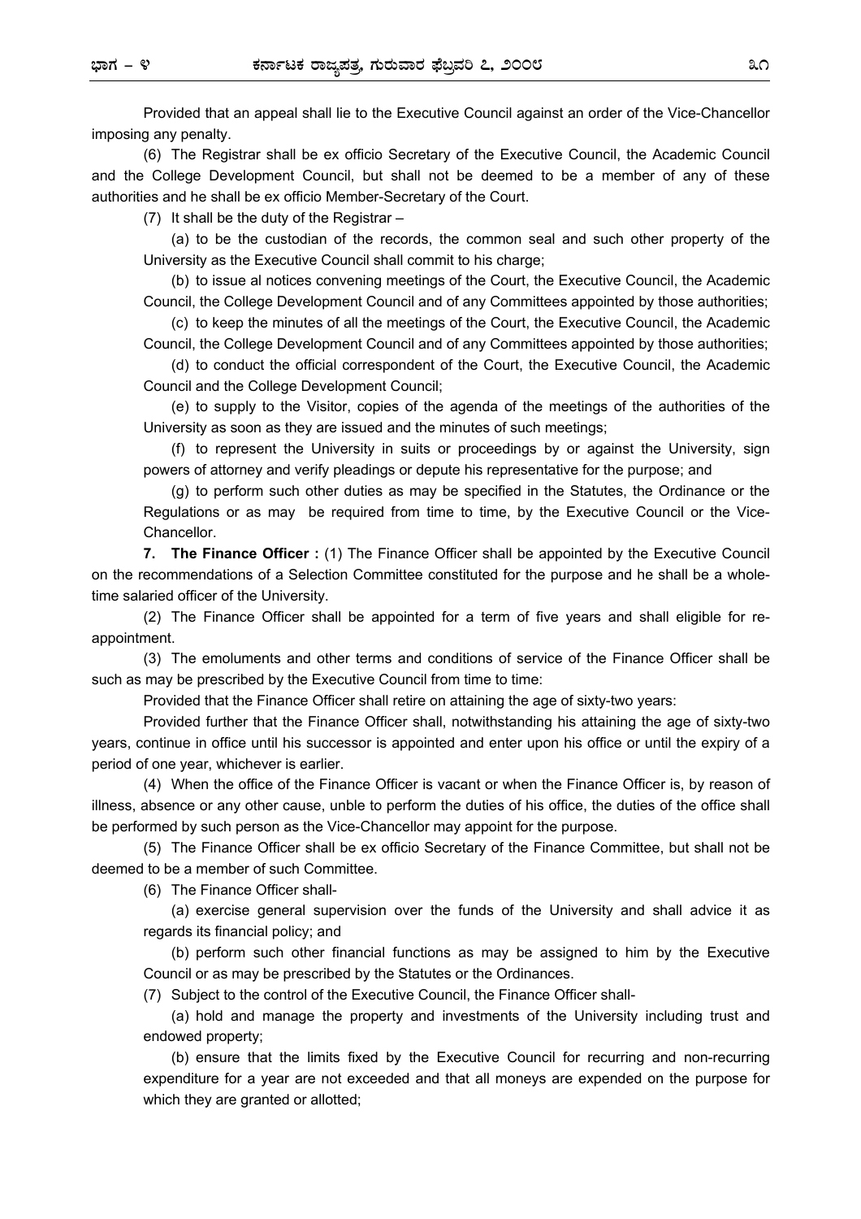Provided that an appeal shall lie to the Executive Council against an order of the Vice-Chancellor imposing any penalty.

(6) The Registrar shall be ex officio Secretary of the Executive Council, the Academic Council and the College Development Council, but shall not be deemed to be a member of any of these authorities and he shall be ex officio Member-Secretary of the Court.

(7) It shall be the duty of the Registrar –

(a) to be the custodian of the records, the common seal and such other property of the University as the Executive Council shall commit to his charge;

(b) to issue al notices convening meetings of the Court, the Executive Council, the Academic Council, the College Development Council and of any Committees appointed by those authorities;

(c) to keep the minutes of all the meetings of the Court, the Executive Council, the Academic Council, the College Development Council and of any Committees appointed by those authorities;

(d) to conduct the official correspondent of the Court, the Executive Council, the Academic Council and the College Development Council;

(e) to supply to the Visitor, copies of the agenda of the meetings of the authorities of the University as soon as they are issued and the minutes of such meetings;

(f) to represent the University in suits or proceedings by or against the University, sign powers of attorney and verify pleadings or depute his representative for the purpose; and

(g) to perform such other duties as may be specified in the Statutes, the Ordinance or the Regulations or as may be required from time to time, by the Executive Council or the Vice-Chancellor.

**7. The Finance Officer :** (1) The Finance Officer shall be appointed by the Executive Council on the recommendations of a Selection Committee constituted for the purpose and he shall be a whole-time salaried officer of the University.

(2) The Finance Officer shall be appointed for a term of five years and shall eligible for re-appointment.

(3) The emoluments and other terms and conditions of service of the Finance Officer shall be such as may be prescribed by the Executive Council from time to time:

Provided that the Finance Officer shall retire on attaining the age of sixty-two years:

Provided further that the Finance Officer shall, notwithstanding his attaining the age of sixty-two years, continue in office until his successor is appointed and enter upon his office or until the expiry of a period of one year, whichever is earlier.

(4) When the office of the Finance Officer is vacant or when the Finance Officer is, by reason of illness, absence or any other cause, unble to perform the duties of his office, the duties of the office shall be performed by such person as the Vice-Chancellor may appoint for the purpose.

(5) The Finance Officer shall be ex officio Secretary of the Finance Committee, but shall not be deemed to be a member of such Committee.

(6) The Finance Officer shall-

(a) exercise general supervision over the funds of the University and shall advice it as regards its financial policy; and

(b) perform such other financial functions as may be assigned to him by the Executive Council or as may be prescribed by the Statutes or the Ordinances.

(7) Subject to the control of the Executive Council, the Finance Officer shall-

(a) hold and manage the property and investments of the University including trust and endowed property;

(b) ensure that the limits fixed by the Executive Council for recurring and non-recurring expenditure for a year are not exceeded and that all moneys are expended on the purpose for which they are granted or allotted;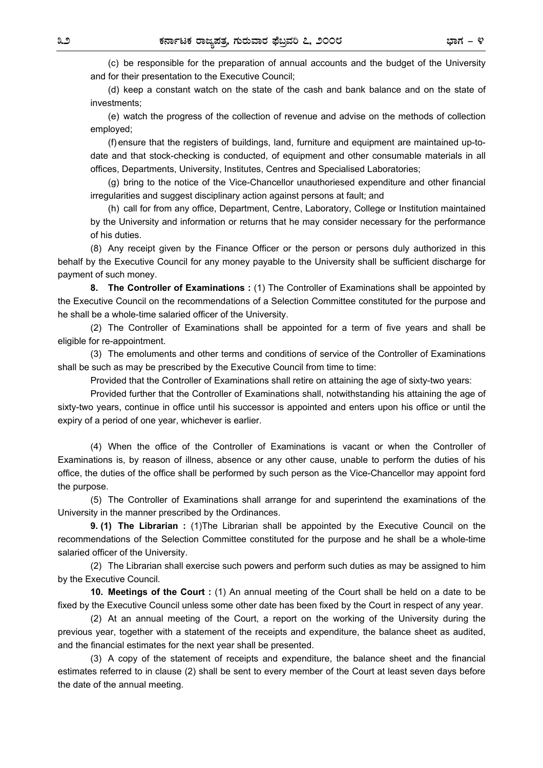(c) be responsible for the preparation of annual accounts and the budget of the University and for their presentation to the Executive Council;

(d) keep a constant watch on the state of the cash and bank balance and on the state of investments;

(e) watch the progress of the collection of revenue and advise on the methods of collection employed;

(f) ensure that the registers of buildings, land, furniture and equipment are maintained up-to-date and that stock-checking is conducted, of equipment and other consumable materials in all offices, Departments, University, Institutes, Centres and Specialised Laboratories;

(g) bring to the notice of the Vice-Chancellor unauthoriesed expenditure and other financial irregularities and suggest disciplinary action against persons at fault; and

(h) call for from any office, Department, Centre, Laboratory, College or Institution maintained by the University and information or returns that he may consider necessary for the performance of his duties.

(8) Any receipt given by the Finance Officer or the person or persons duly authorized in this behalf by the Executive Council for any money payable to the University shall be sufficient discharge for payment of such money.

**8. The Controller of Examinations :** (1) The Controller of Examinations shall be appointed by the Executive Council on the recommendations of a Selection Committee constituted for the purpose and he shall be a whole-time salaried officer of the University.

(2) The Controller of Examinations shall be appointed for a term of five years and shall be eligible for re-appointment.

(3) The emoluments and other terms and conditions of service of the Controller of Examinations shall be such as may be prescribed by the Executive Council from time to time:

Provided that the Controller of Examinations shall retire on attaining the age of sixty-two years:

Provided further that the Controller of Examinations shall, notwithstanding his attaining the age of sixty-two years, continue in office until his successor is appointed and enters upon his office or until the expiry of a period of one year, whichever is earlier.

(4) When the office of the Controller of Examinations is vacant or when the Controller of Examinations is, by reason of illness, absence or any other cause, unable to perform the duties of his office, the duties of the office shall be performed by such person as the Vice-Chancellor may appoint ford the purpose.

(5) The Controller of Examinations shall arrange for and superintend the examinations of the University in the manner prescribed by the Ordinances.

**9. (1) The Librarian :** (1)The Librarian shall be appointed by the Executive Council on the recommendations of the Selection Committee constituted for the purpose and he shall be a whole-time salaried officer of the University.

(2) The Librarian shall exercise such powers and perform such duties as may be assigned to him by the Executive Council.

**10. Meetings of the Court :** (1) An annual meeting of the Court shall be held on a date to be fixed by the Executive Council unless some other date has been fixed by the Court in respect of any year.

(2) At an annual meeting of the Court, a report on the working of the University during the previous year, together with a statement of the receipts and expenditure, the balance sheet as audited, and the financial estimates for the next year shall be presented.

(3) A copy of the statement of receipts and expenditure, the balance sheet and the financial estimates referred to in clause (2) shall be sent to every member of the Court at least seven days before the date of the annual meeting.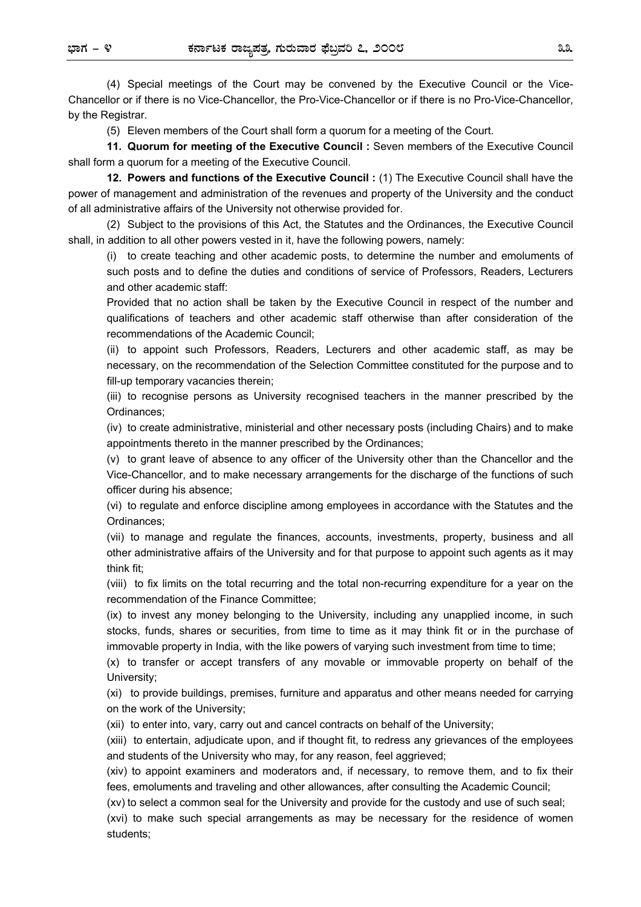(4) Special meetings of the Court may be convened by the Executive Council or the Vice-Chancellor or if there is no Vice-Chancellor, the Pro-Vice-Chancellor or if there is no Pro-Vice-Chancellor, by the Registrar.

(5) Eleven members of the Court shall form a quorum for a meeting of the Court.

**11. Quorum for meeting of the Executive Council :** Seven members of the Executive Council shall form a quorum for a meeting of the Executive Council.

**12. Powers and functions of the Executive Council :** (1) The Executive Council shall have the power of management and administration of the revenues and property of the University and the conduct of all administrative affairs of the University not otherwise provided for.

(2) Subject to the provisions of this Act, the Statutes and the Ordinances, the Executive Council shall, in addition to all other powers vested in it, have the following powers, namely:

(i) to create teaching and other academic posts, to determine the number and emoluments of such posts and to define the duties and conditions of service of Professors, Readers, Lecturers and other academic staff:

Provided that no action shall be taken by the Executive Council in respect of the number and qualifications of teachers and other academic staff otherwise than after consideration of the recommendations of the Academic Council;

(ii) to appoint such Professors, Readers, Lecturers and other academic staff, as may be necessary, on the recommendation of the Selection Committee constituted for the purpose and to fill-up temporary vacancies therein;

(iii) to recognise persons as University recognised teachers in the manner prescribed by the Ordinances;

(iv) to create administrative, ministerial and other necessary posts (including Chairs) and to make appointments thereto in the manner prescribed by the Ordinances;

(v) to grant leave of absence to any officer of the University other than the Chancellor and the Vice-Chancellor, and to make necessary arrangements for the discharge of the functions of such officer during his absence;

(vi) to regulate and enforce discipline among employees in accordance with the Statutes and the Ordinances;

(vii) to manage and regulate the finances, accounts, investments, property, business and all other administrative affairs of the University and for that purpose to appoint such agents as it may think fit;

(viii) to fix limits on the total recurring and the total non-recurring expenditure for a year on the recommendation of the Finance Committee;

(ix) to invest any money belonging to the University, including any unapplied income, in such stocks, funds, shares or securities, from time to time as it may think fit or in the purchase of immovable property in India, with the like powers of varying such investment from time to time;

(x) to transfer or accept transfers of any movable or immovable property on behalf of the University;

(xi) to provide buildings, premises, furniture and apparatus and other means needed for carrying on the work of the University;

(xii) to enter into, vary, carry out and cancel contracts on behalf of the University;

(xiii) to entertain, adjudicate upon, and if thought fit, to redress any grievances of the employees and students of the University who may, for any reason, feel aggrieved;

(xiv) to appoint examiners and moderators and, if necessary, to remove them, and to fix their fees, emoluments and traveling and other allowances, after consulting the Academic Council;

(xv) to select a common seal for the University and provide for the custody and use of such seal;

(xvi) to make such special arrangements as may be necessary for the residence of women students;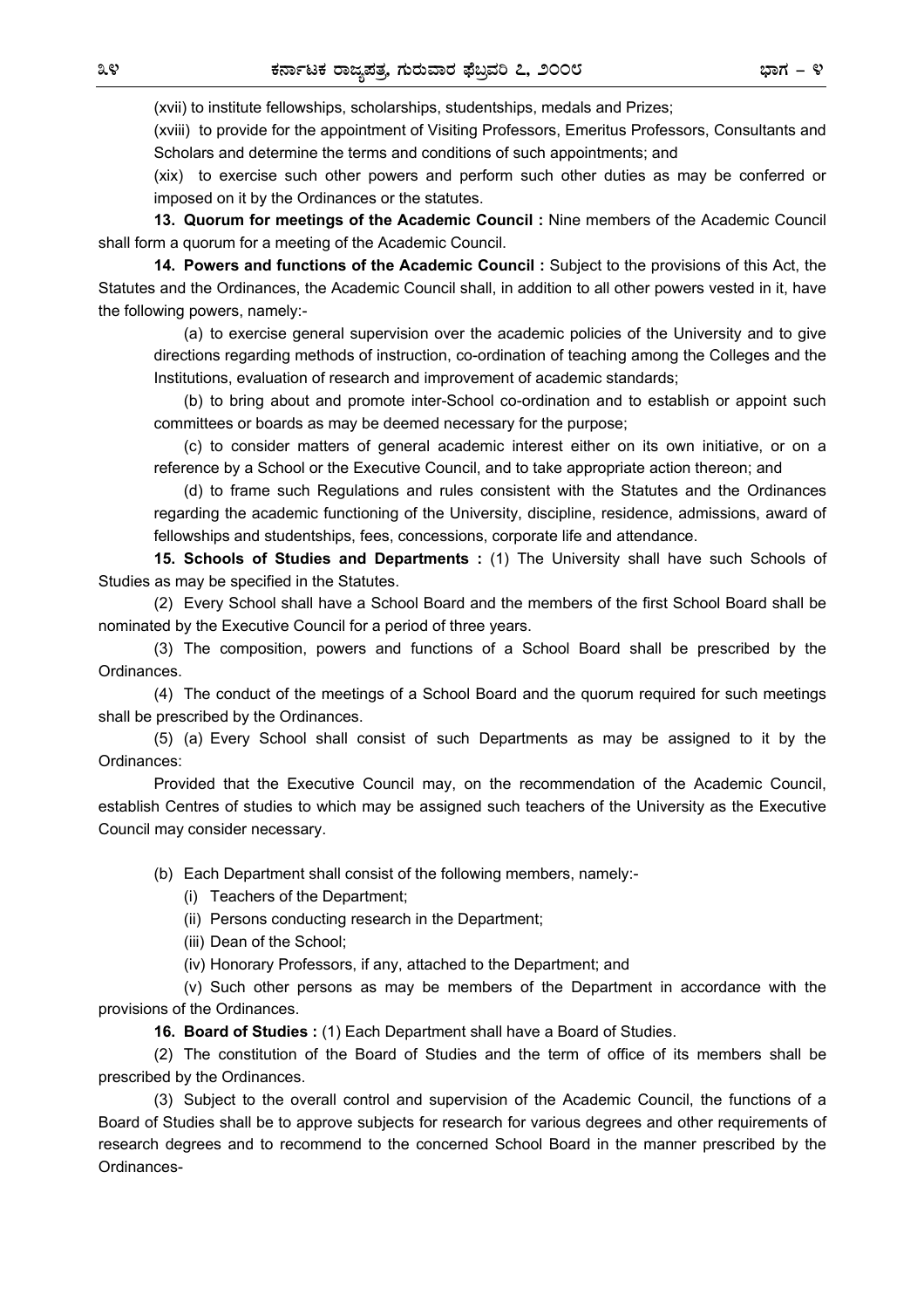(xvii) to institute fellowships, scholarships, studentships, medals and Prizes;

(xviii) to provide for the appointment of Visiting Professors, Emeritus Professors, Consultants and Scholars and determine the terms and conditions of such appointments; and

(xix) to exercise such other powers and perform such other duties as may be conferred or imposed on it by the Ordinances or the statutes.

**13. Quorum for meetings of the Academic Council :** Nine members of the Academic Council shall form a quorum for a meeting of the Academic Council.

**14. Powers and functions of the Academic Council :** Subject to the provisions of this Act, the Statutes and the Ordinances, the Academic Council shall, in addition to all other powers vested in it, have the following powers, namely:-

(a) to exercise general supervision over the academic policies of the University and to give directions regarding methods of instruction, co-ordination of teaching among the Colleges and the Institutions, evaluation of research and improvement of academic standards;

(b) to bring about and promote inter-School co-ordination and to establish or appoint such committees or boards as may be deemed necessary for the purpose;

(c) to consider matters of general academic interest either on its own initiative, or on a reference by a School or the Executive Council, and to take appropriate action thereon; and

(d) to frame such Regulations and rules consistent with the Statutes and the Ordinances regarding the academic functioning of the University, discipline, residence, admissions, award of fellowships and studentships, fees, concessions, corporate life and attendance.

**15. Schools of Studies and Departments :** (1) The University shall have such Schools of Studies as may be specified in the Statutes.

(2) Every School shall have a School Board and the members of the first School Board shall be nominated by the Executive Council for a period of three years.

(3) The composition, powers and functions of a School Board shall be prescribed by the Ordinances.

(4) The conduct of the meetings of a School Board and the quorum required for such meetings shall be prescribed by the Ordinances.

(5) (a) Every School shall consist of such Departments as may be assigned to it by the Ordinances:

Provided that the Executive Council may, on the recommendation of the Academic Council, establish Centres of studies to which may be assigned such teachers of the University as the Executive Council may consider necessary.

(b) Each Department shall consist of the following members, namely:-

(i) Teachers of the Department;

(ii) Persons conducting research in the Department;

(iii) Dean of the School;

(iv) Honorary Professors, if any, attached to the Department; and

(v) Such other persons as may be members of the Department in accordance with the provisions of the Ordinances.

**16. Board of Studies :** (1) Each Department shall have a Board of Studies.

(2) The constitution of the Board of Studies and the term of office of its members shall be prescribed by the Ordinances.

(3) Subject to the overall control and supervision of the Academic Council, the functions of a Board of Studies shall be to approve subjects for research for various degrees and other requirements of research degrees and to recommend to the concerned School Board in the manner prescribed by the Ordinances-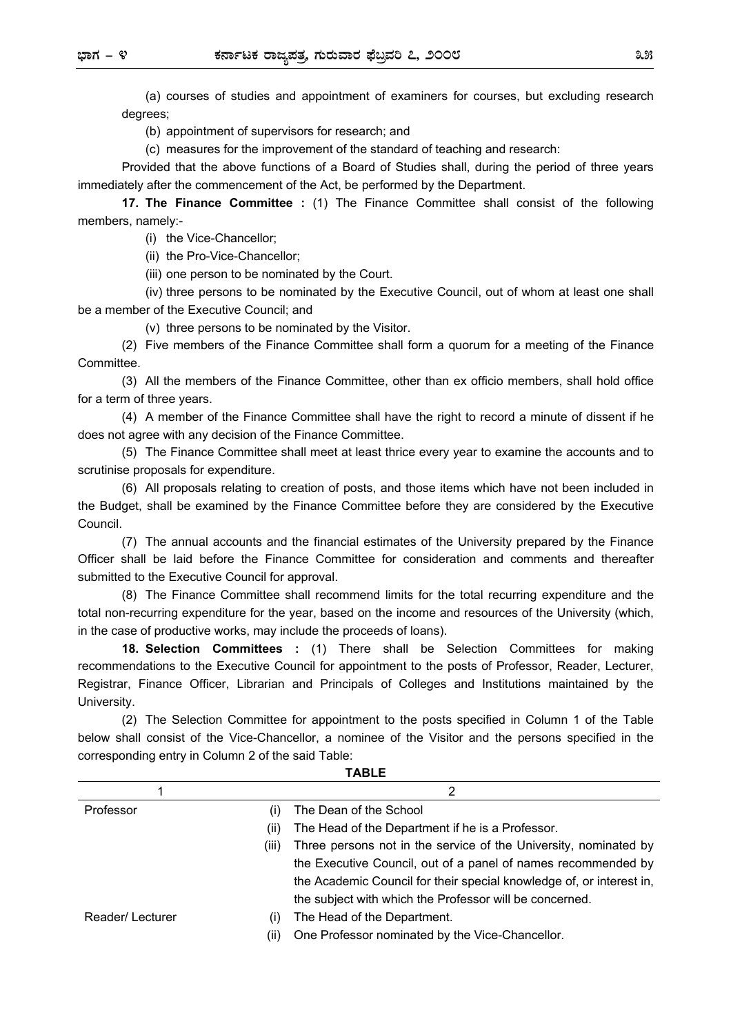(a) courses of studies and appointment of examiners for courses, but excluding research degrees;

(b) appointment of supervisors for research; and

(c) measures for the improvement of the standard of teaching and research:

Provided that the above functions of a Board of Studies shall, during the period of three years immediately after the commencement of the Act, be performed by the Department.

**17. The Finance Committee :** (1) The Finance Committee shall consist of the following members, namely:-

(i) the Vice-Chancellor;

(ii) the Pro-Vice-Chancellor;

(iii) one person to be nominated by the Court.

(iv) three persons to be nominated by the Executive Council, out of whom at least one shall be a member of the Executive Council; and

(v) three persons to be nominated by the Visitor.

(2) Five members of the Finance Committee shall form a quorum for a meeting of the Finance Committee.

(3) All the members of the Finance Committee, other than ex officio members, shall hold office for a term of three years.

(4) A member of the Finance Committee shall have the right to record a minute of dissent if he does not agree with any decision of the Finance Committee.

(5) The Finance Committee shall meet at least thrice every year to examine the accounts and to scrutinise proposals for expenditure.

(6) All proposals relating to creation of posts, and those items which have not been included in the Budget, shall be examined by the Finance Committee before they are considered by the Executive Council.

(7) The annual accounts and the financial estimates of the University prepared by the Finance Officer shall be laid before the Finance Committee for consideration and comments and thereafter submitted to the Executive Council for approval.

(8) The Finance Committee shall recommend limits for the total recurring expenditure and the total non-recurring expenditure for the year, based on the income and resources of the University (which, in the case of productive works, may include the proceeds of loans).

**18. Selection Committees :** (1) There shall be Selection Committees for making recommendations to the Executive Council for appointment to the posts of Professor, Reader, Lecturer, Registrar, Finance Officer, Librarian and Principals of Colleges and Institutions maintained by the University.

(2) The Selection Committee for appointment to the posts specified in Column 1 of the Table below shall consist of the Vice-Chancellor, a nominee of the Visitor and the persons specified in the corresponding entry in Column 2 of the said Table:

**TABLE**

| 1 | 2 |
|---|---|
| Professor | (i) The Dean of the School |
| | (ii) The Head of the Department if he is a Professor. |
| | (iii) Three persons not in the service of the University, nominated by the Executive Council, out of a panel of names recommended by the Academic Council for their special knowledge of, or interest in, the subject with which the Professor will be concerned. |
| Reader/ Lecturer | (i) The Head of the Department. |
| | (ii) One Professor nominated by the Vice-Chancellor. |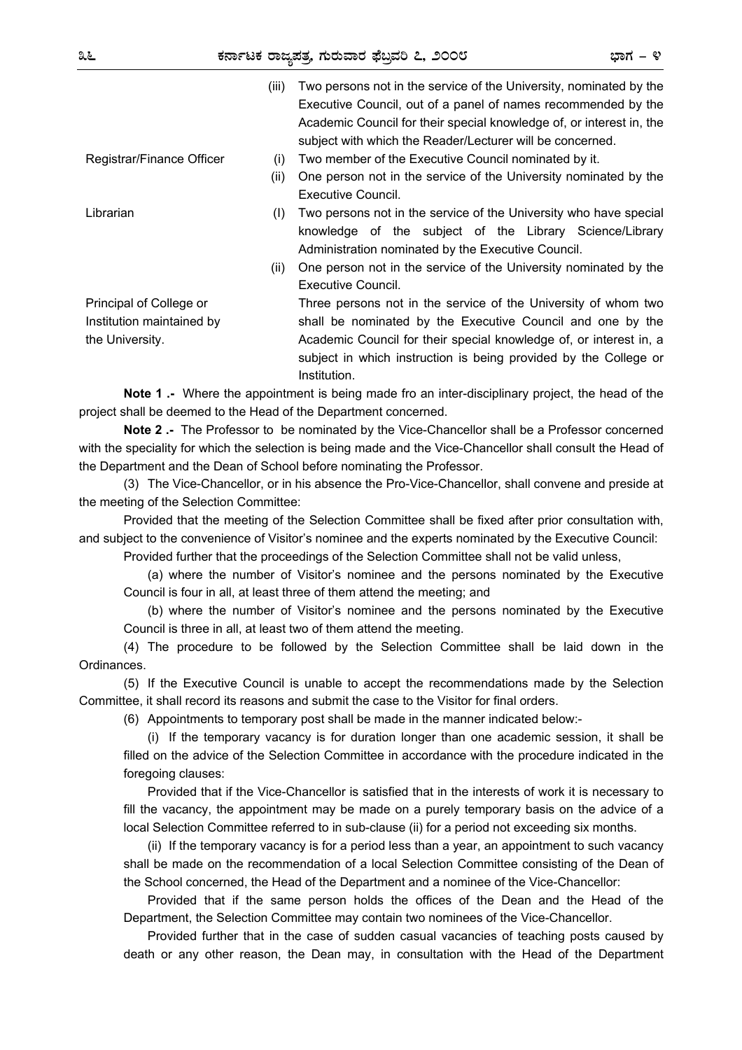| | | |
|---|---|---|
| | (iii) | Two persons not in the service of the University, nominated by the Executive Council, out of a panel of names recommended by the Academic Council for their special knowledge of, or interest in, the subject with which the Reader/Lecturer will be concerned. |
| Registrar/Finance Officer | (i) | Two member of the Executive Council nominated by it. |
| | (ii) | One person not in the service of the University nominated by the Executive Council. |
| Librarian | (I) | Two persons not in the service of the University who have special knowledge of the subject of the Library Science/Library Administration nominated by the Executive Council. |
| | (ii) | One person not in the service of the University nominated by the Executive Council. |
| Principal of College or Institution maintained by the University. | | Three persons not in the service of the University of whom two shall be nominated by the Executive Council and one by the Academic Council for their special knowledge of, or interest in, a subject in which instruction is being provided by the College or Institution. |

**Note 1 .-** Where the appointment is being made fro an inter-disciplinary project, the head of the project shall be deemed to the Head of the Department concerned.

**Note 2 .-** The Professor to be nominated by the Vice-Chancellor shall be a Professor concerned with the speciality for which the selection is being made and the Vice-Chancellor shall consult the Head of the Department and the Dean of School before nominating the Professor.

(3) The Vice-Chancellor, or in his absence the Pro-Vice-Chancellor, shall convene and preside at the meeting of the Selection Committee:

Provided that the meeting of the Selection Committee shall be fixed after prior consultation with, and subject to the convenience of Visitor's nominee and the experts nominated by the Executive Council:

Provided further that the proceedings of the Selection Committee shall not be valid unless,

(a) where the number of Visitor's nominee and the persons nominated by the Executive Council is four in all, at least three of them attend the meeting; and

(b) where the number of Visitor's nominee and the persons nominated by the Executive Council is three in all, at least two of them attend the meeting.

(4) The procedure to be followed by the Selection Committee shall be laid down in the Ordinances.

(5) If the Executive Council is unable to accept the recommendations made by the Selection Committee, it shall record its reasons and submit the case to the Visitor for final orders.

(6) Appointments to temporary post shall be made in the manner indicated below:-

(i) If the temporary vacancy is for duration longer than one academic session, it shall be filled on the advice of the Selection Committee in accordance with the procedure indicated in the foregoing clauses:

Provided that if the Vice-Chancellor is satisfied that in the interests of work it is necessary to fill the vacancy, the appointment may be made on a purely temporary basis on the advice of a local Selection Committee referred to in sub-clause (ii) for a period not exceeding six months.

(ii) If the temporary vacancy is for a period less than a year, an appointment to such vacancy shall be made on the recommendation of a local Selection Committee consisting of the Dean of the School concerned, the Head of the Department and a nominee of the Vice-Chancellor:

Provided that if the same person holds the offices of the Dean and the Head of the Department, the Selection Committee may contain two nominees of the Vice-Chancellor.

Provided further that in the case of sudden casual vacancies of teaching posts caused by death or any other reason, the Dean may, in consultation with the Head of the Department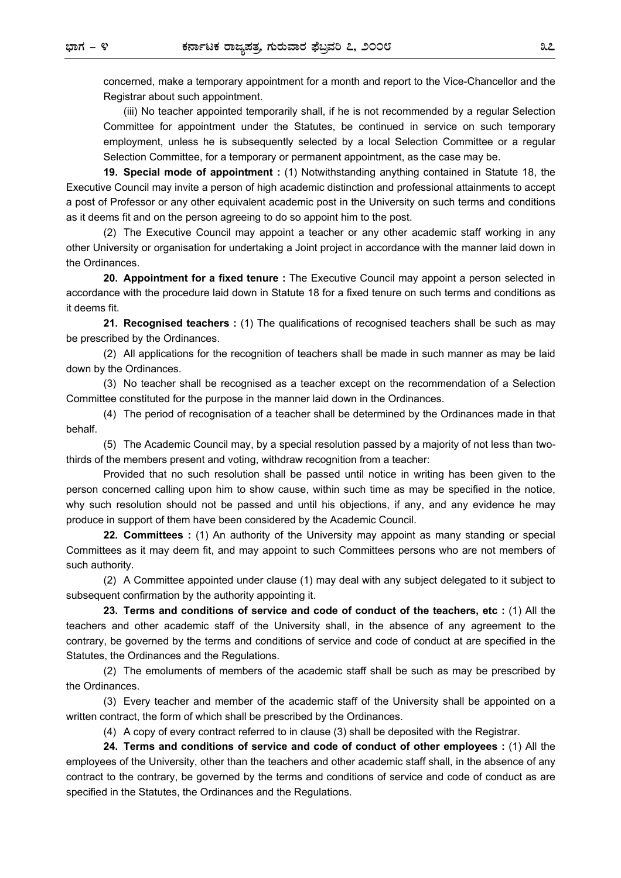concerned, make a temporary appointment for a month and report to the Vice-Chancellor and the Registrar about such appointment.

(iii) No teacher appointed temporarily shall, if he is not recommended by a regular Selection Committee for appointment under the Statutes, be continued in service on such temporary employment, unless he is subsequently selected by a local Selection Committee or a regular Selection Committee, for a temporary or permanent appointment, as the case may be.

**19. Special mode of appointment :** (1) Notwithstanding anything contained in Statute 18, the Executive Council may invite a person of high academic distinction and professional attainments to accept a post of Professor or any other equivalent academic post in the University on such terms and conditions as it deems fit and on the person agreeing to do so appoint him to the post.

(2) The Executive Council may appoint a teacher or any other academic staff working in any other University or organisation for undertaking a Joint project in accordance with the manner laid down in the Ordinances.

**20. Appointment for a fixed tenure :** The Executive Council may appoint a person selected in accordance with the procedure laid down in Statute 18 for a fixed tenure on such terms and conditions as it deems fit.

**21. Recognised teachers :** (1) The qualifications of recognised teachers shall be such as may be prescribed by the Ordinances.

(2) All applications for the recognition of teachers shall be made in such manner as may be laid down by the Ordinances.

(3) No teacher shall be recognised as a teacher except on the recommendation of a Selection Committee constituted for the purpose in the manner laid down in the Ordinances.

(4) The period of recognisation of a teacher shall be determined by the Ordinances made in that behalf.

(5) The Academic Council may, by a special resolution passed by a majority of not less than two-thirds of the members present and voting, withdraw recognition from a teacher:

Provided that no such resolution shall be passed until notice in writing has been given to the person concerned calling upon him to show cause, within such time as may be specified in the notice, why such resolution should not be passed and until his objections, if any, and any evidence he may produce in support of them have been considered by the Academic Council.

**22. Committees :** (1) An authority of the University may appoint as many standing or special Committees as it may deem fit, and may appoint to such Committees persons who are not members of such authority.

(2) A Committee appointed under clause (1) may deal with any subject delegated to it subject to subsequent confirmation by the authority appointing it.

**23. Terms and conditions of service and code of conduct of the teachers, etc :** (1) All the teachers and other academic staff of the University shall, in the absence of any agreement to the contrary, be governed by the terms and conditions of service and code of conduct at are specified in the Statutes, the Ordinances and the Regulations.

(2) The emoluments of members of the academic staff shall be such as may be prescribed by the Ordinances.

(3) Every teacher and member of the academic staff of the University shall be appointed on a written contract, the form of which shall be prescribed by the Ordinances.

(4) A copy of every contract referred to in clause (3) shall be deposited with the Registrar.

**24. Terms and conditions of service and code of conduct of other employees :** (1) All the employees of the University, other than the teachers and other academic staff shall, in the absence of any contract to the contrary, be governed by the terms and conditions of service and code of conduct as are specified in the Statutes, the Ordinances and the Regulations.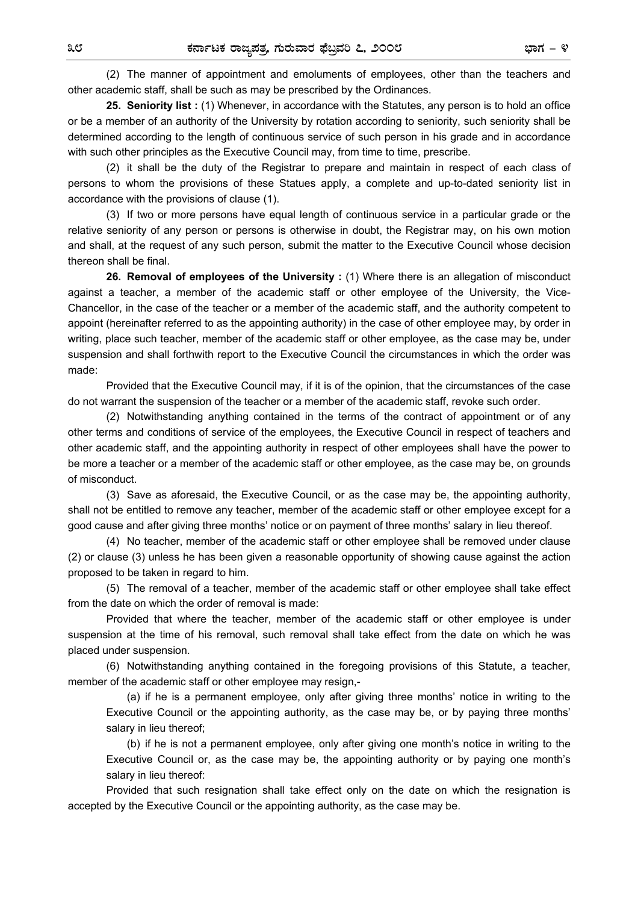(2) The manner of appointment and emoluments of employees, other than the teachers and other academic staff, shall be such as may be prescribed by the Ordinances.

**25. Seniority list :** (1) Whenever, in accordance with the Statutes, any person is to hold an office or be a member of an authority of the University by rotation according to seniority, such seniority shall be determined according to the length of continuous service of such person in his grade and in accordance with such other principles as the Executive Council may, from time to time, prescribe.

(2) it shall be the duty of the Registrar to prepare and maintain in respect of each class of persons to whom the provisions of these Statues apply, a complete and up-to-dated seniority list in accordance with the provisions of clause (1).

(3) If two or more persons have equal length of continuous service in a particular grade or the relative seniority of any person or persons is otherwise in doubt, the Registrar may, on his own motion and shall, at the request of any such person, submit the matter to the Executive Council whose decision thereon shall be final.

**26. Removal of employees of the University :** (1) Where there is an allegation of misconduct against a teacher, a member of the academic staff or other employee of the University, the Vice-Chancellor, in the case of the teacher or a member of the academic staff, and the authority competent to appoint (hereinafter referred to as the appointing authority) in the case of other employee may, by order in writing, place such teacher, member of the academic staff or other employee, as the case may be, under suspension and shall forthwith report to the Executive Council the circumstances in which the order was made:

Provided that the Executive Council may, if it is of the opinion, that the circumstances of the case do not warrant the suspension of the teacher or a member of the academic staff, revoke such order.

(2) Notwithstanding anything contained in the terms of the contract of appointment or of any other terms and conditions of service of the employees, the Executive Council in respect of teachers and other academic staff, and the appointing authority in respect of other employees shall have the power to be more a teacher or a member of the academic staff or other employee, as the case may be, on grounds of misconduct.

(3) Save as aforesaid, the Executive Council, or as the case may be, the appointing authority, shall not be entitled to remove any teacher, member of the academic staff or other employee except for a good cause and after giving three months' notice or on payment of three months' salary in lieu thereof.

(4) No teacher, member of the academic staff or other employee shall be removed under clause (2) or clause (3) unless he has been given a reasonable opportunity of showing cause against the action proposed to be taken in regard to him.

(5) The removal of a teacher, member of the academic staff or other employee shall take effect from the date on which the order of removal is made:

Provided that where the teacher, member of the academic staff or other employee is under suspension at the time of his removal, such removal shall take effect from the date on which he was placed under suspension.

(6) Notwithstanding anything contained in the foregoing provisions of this Statute, a teacher, member of the academic staff or other employee may resign,-

(a) if he is a permanent employee, only after giving three months' notice in writing to the Executive Council or the appointing authority, as the case may be, or by paying three months' salary in lieu thereof;

(b) if he is not a permanent employee, only after giving one month's notice in writing to the Executive Council or, as the case may be, the appointing authority or by paying one month's salary in lieu thereof:

Provided that such resignation shall take effect only on the date on which the resignation is accepted by the Executive Council or the appointing authority, as the case may be.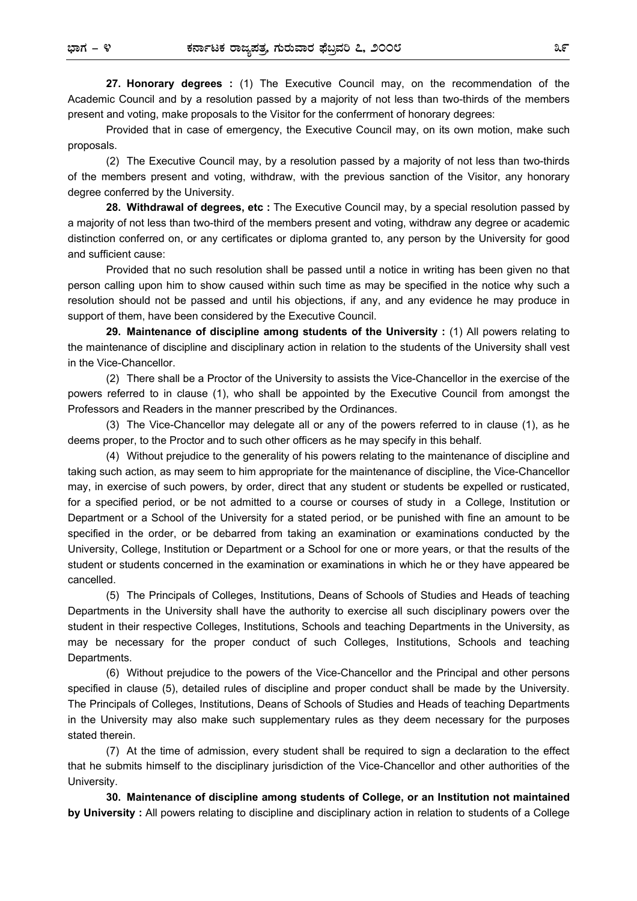**27. Honorary degrees :** (1) The Executive Council may, on the recommendation of the Academic Council and by a resolution passed by a majority of not less than two-thirds of the members present and voting, make proposals to the Visitor for the conferrment of honorary degrees:

Provided that in case of emergency, the Executive Council may, on its own motion, make such proposals.

(2) The Executive Council may, by a resolution passed by a majority of not less than two-thirds of the members present and voting, withdraw, with the previous sanction of the Visitor, any honorary degree conferred by the University.

**28. Withdrawal of degrees, etc :** The Executive Council may, by a special resolution passed by a majority of not less than two-third of the members present and voting, withdraw any degree or academic distinction conferred on, or any certificates or diploma granted to, any person by the University for good and sufficient cause:

Provided that no such resolution shall be passed until a notice in writing has been given no that person calling upon him to show caused within such time as may be specified in the notice why such a resolution should not be passed and until his objections, if any, and any evidence he may produce in support of them, have been considered by the Executive Council.

**29. Maintenance of discipline among students of the University :** (1) All powers relating to the maintenance of discipline and disciplinary action in relation to the students of the University shall vest in the Vice-Chancellor.

(2) There shall be a Proctor of the University to assists the Vice-Chancellor in the exercise of the powers referred to in clause (1), who shall be appointed by the Executive Council from amongst the Professors and Readers in the manner prescribed by the Ordinances.

(3) The Vice-Chancellor may delegate all or any of the powers referred to in clause (1), as he deems proper, to the Proctor and to such other officers as he may specify in this behalf.

(4) Without prejudice to the generality of his powers relating to the maintenance of discipline and taking such action, as may seem to him appropriate for the maintenance of discipline, the Vice-Chancellor may, in exercise of such powers, by order, direct that any student or students be expelled or rusticated, for a specified period, or be not admitted to a course or courses of study in a College, Institution or Department or a School of the University for a stated period, or be punished with fine an amount to be specified in the order, or be debarred from taking an examination or examinations conducted by the University, College, Institution or Department or a School for one or more years, or that the results of the student or students concerned in the examination or examinations in which he or they have appeared be cancelled.

(5) The Principals of Colleges, Institutions, Deans of Schools of Studies and Heads of teaching Departments in the University shall have the authority to exercise all such disciplinary powers over the student in their respective Colleges, Institutions, Schools and teaching Departments in the University, as may be necessary for the proper conduct of such Colleges, Institutions, Schools and teaching Departments.

(6) Without prejudice to the powers of the Vice-Chancellor and the Principal and other persons specified in clause (5), detailed rules of discipline and proper conduct shall be made by the University. The Principals of Colleges, Institutions, Deans of Schools of Studies and Heads of teaching Departments in the University may also make such supplementary rules as they deem necessary for the purposes stated therein.

(7) At the time of admission, every student shall be required to sign a declaration to the effect that he submits himself to the disciplinary jurisdiction of the Vice-Chancellor and other authorities of the University.

**30. Maintenance of discipline among students of College, or an Institution not maintained by University :** All powers relating to discipline and disciplinary action in relation to students of a College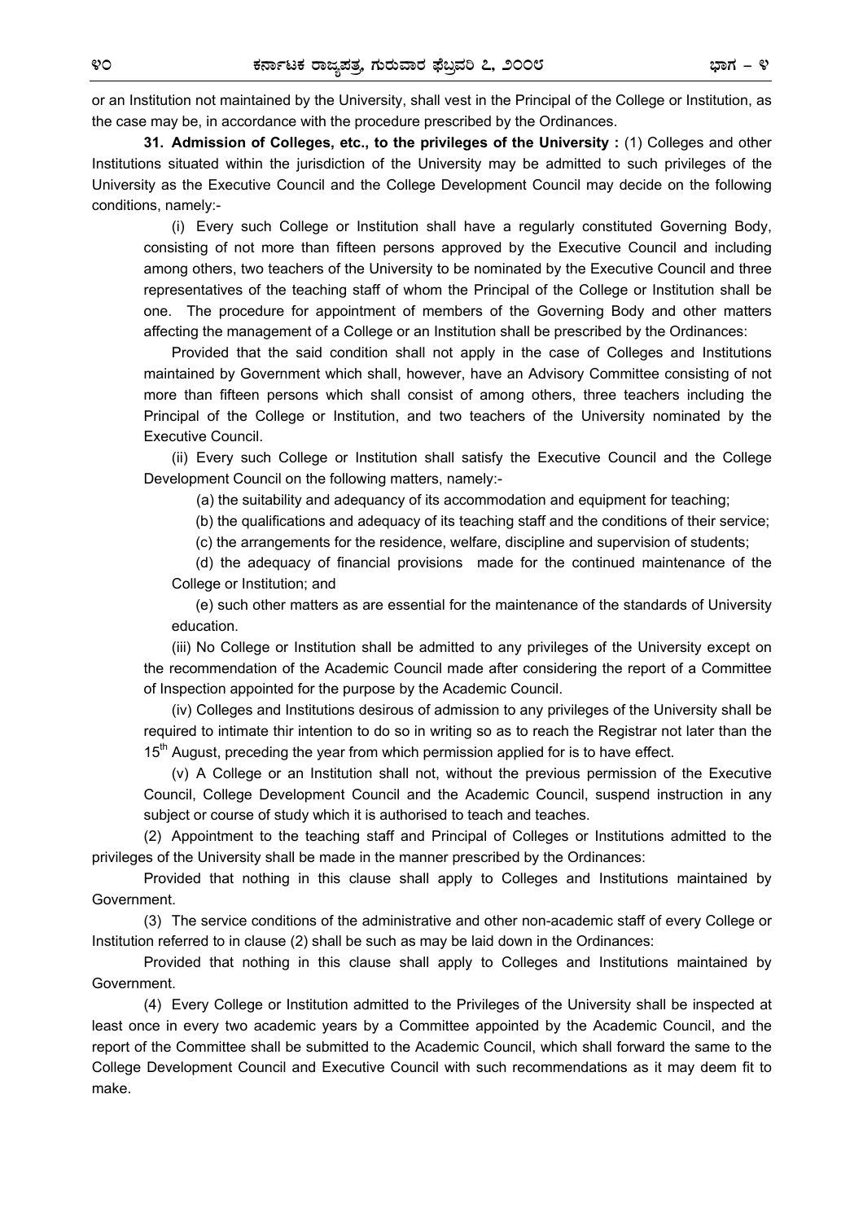or an Institution not maintained by the University, shall vest in the Principal of the College or Institution, as the case may be, in accordance with the procedure prescribed by the Ordinances.

**31. Admission of Colleges, etc., to the privileges of the University :** (1) Colleges and other Institutions situated within the jurisdiction of the University may be admitted to such privileges of the University as the Executive Council and the College Development Council may decide on the following conditions, namely:-

(i) Every such College or Institution shall have a regularly constituted Governing Body, consisting of not more than fifteen persons approved by the Executive Council and including among others, two teachers of the University to be nominated by the Executive Council and three representatives of the teaching staff of whom the Principal of the College or Institution shall be one. The procedure for appointment of members of the Governing Body and other matters affecting the management of a College or an Institution shall be prescribed by the Ordinances:

Provided that the said condition shall not apply in the case of Colleges and Institutions maintained by Government which shall, however, have an Advisory Committee consisting of not more than fifteen persons which shall consist of among others, three teachers including the Principal of the College or Institution, and two teachers of the University nominated by the Executive Council.

(ii) Every such College or Institution shall satisfy the Executive Council and the College Development Council on the following matters, namely:-

(a) the suitability and adequancy of its accommodation and equipment for teaching;

(b) the qualifications and adequacy of its teaching staff and the conditions of their service;

(c) the arrangements for the residence, welfare, discipline and supervision of students;

(d) the adequacy of financial provisions made for the continued maintenance of the College or Institution; and

(e) such other matters as are essential for the maintenance of the standards of University education.

(iii) No College or Institution shall be admitted to any privileges of the University except on the recommendation of the Academic Council made after considering the report of a Committee of Inspection appointed for the purpose by the Academic Council.

(iv) Colleges and Institutions desirous of admission to any privileges of the University shall be required to intimate thir intention to do so in writing so as to reach the Registrar not later than the 15th August, preceding the year from which permission applied for is to have effect.

(v) A College or an Institution shall not, without the previous permission of the Executive Council, College Development Council and the Academic Council, suspend instruction in any subject or course of study which it is authorised to teach and teaches.

(2) Appointment to the teaching staff and Principal of Colleges or Institutions admitted to the privileges of the University shall be made in the manner prescribed by the Ordinances:

Provided that nothing in this clause shall apply to Colleges and Institutions maintained by Government.

(3) The service conditions of the administrative and other non-academic staff of every College or Institution referred to in clause (2) shall be such as may be laid down in the Ordinances:

Provided that nothing in this clause shall apply to Colleges and Institutions maintained by Government.

(4) Every College or Institution admitted to the Privileges of the University shall be inspected at least once in every two academic years by a Committee appointed by the Academic Council, and the report of the Committee shall be submitted to the Academic Council, which shall forward the same to the College Development Council and Executive Council with such recommendations as it may deem fit to make.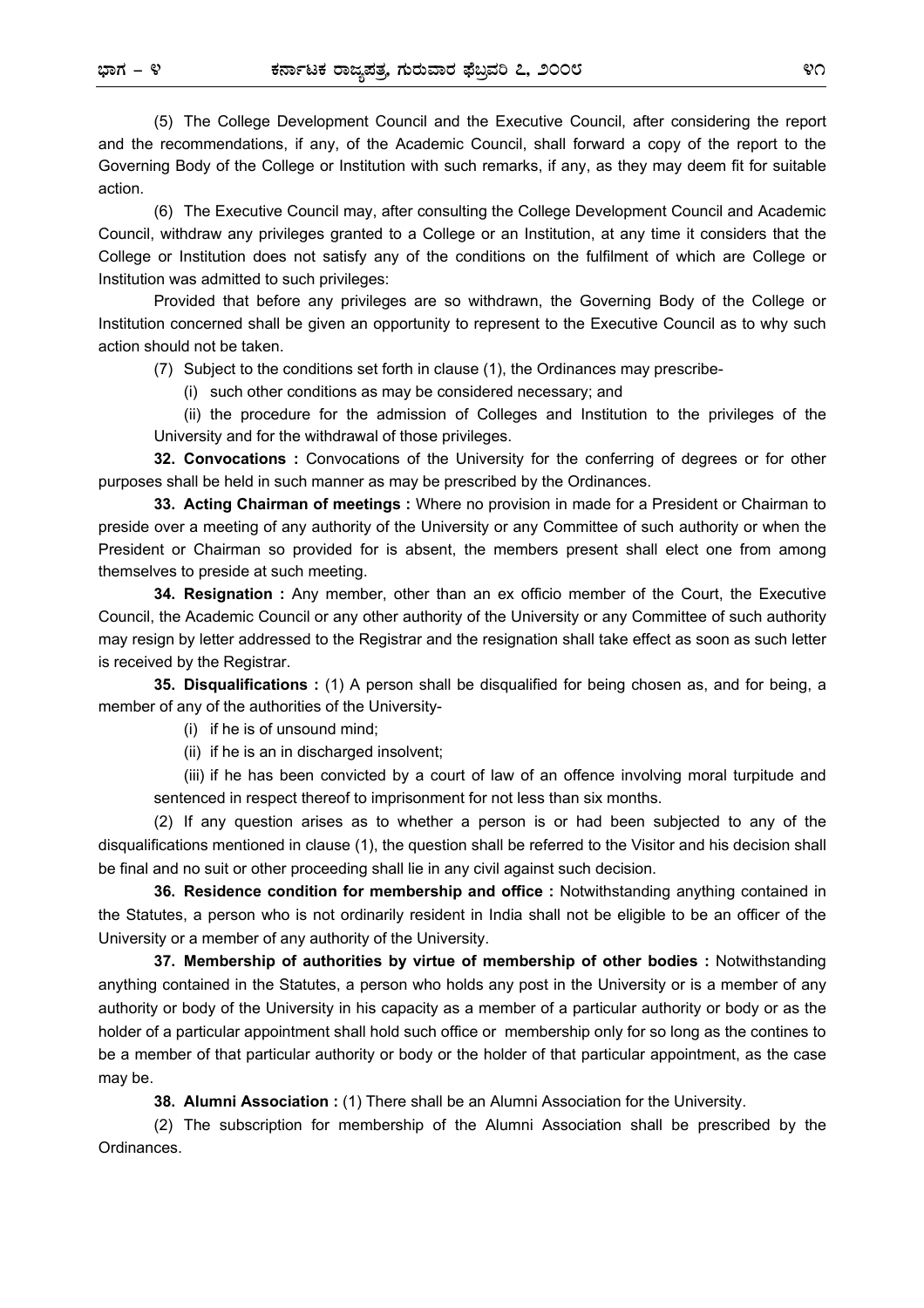(5) The College Development Council and the Executive Council, after considering the report and the recommendations, if any, of the Academic Council, shall forward a copy of the report to the Governing Body of the College or Institution with such remarks, if any, as they may deem fit for suitable action.

(6) The Executive Council may, after consulting the College Development Council and Academic Council, withdraw any privileges granted to a College or an Institution, at any time it considers that the College or Institution does not satisfy any of the conditions on the fulfilment of which are College or Institution was admitted to such privileges:

Provided that before any privileges are so withdrawn, the Governing Body of the College or Institution concerned shall be given an opportunity to represent to the Executive Council as to why such action should not be taken.

(7) Subject to the conditions set forth in clause (1), the Ordinances may prescribe-

(i) such other conditions as may be considered necessary; and

(ii) the procedure for the admission of Colleges and Institution to the privileges of the University and for the withdrawal of those privileges.

**32. Convocations :** Convocations of the University for the conferring of degrees or for other purposes shall be held in such manner as may be prescribed by the Ordinances.

**33. Acting Chairman of meetings :** Where no provision in made for a President or Chairman to preside over a meeting of any authority of the University or any Committee of such authority or when the President or Chairman so provided for is absent, the members present shall elect one from among themselves to preside at such meeting.

**34. Resignation :** Any member, other than an ex officio member of the Court, the Executive Council, the Academic Council or any other authority of the University or any Committee of such authority may resign by letter addressed to the Registrar and the resignation shall take effect as soon as such letter is received by the Registrar.

**35. Disqualifications :** (1) A person shall be disqualified for being chosen as, and for being, a member of any of the authorities of the University-

(i) if he is of unsound mind;

(ii) if he is an in discharged insolvent;

(iii) if he has been convicted by a court of law of an offence involving moral turpitude and sentenced in respect thereof to imprisonment for not less than six months.

(2) If any question arises as to whether a person is or had been subjected to any of the disqualifications mentioned in clause (1), the question shall be referred to the Visitor and his decision shall be final and no suit or other proceeding shall lie in any civil against such decision.

**36. Residence condition for membership and office :** Notwithstanding anything contained in the Statutes, a person who is not ordinarily resident in India shall not be eligible to be an officer of the University or a member of any authority of the University.

**37. Membership of authorities by virtue of membership of other bodies :** Notwithstanding anything contained in the Statutes, a person who holds any post in the University or is a member of any authority or body of the University in his capacity as a member of a particular authority or body or as the holder of a particular appointment shall hold such office or membership only for so long as the contines to be a member of that particular authority or body or the holder of that particular appointment, as the case may be.

**38. Alumni Association :** (1) There shall be an Alumni Association for the University.

(2) The subscription for membership of the Alumni Association shall be prescribed by the Ordinances.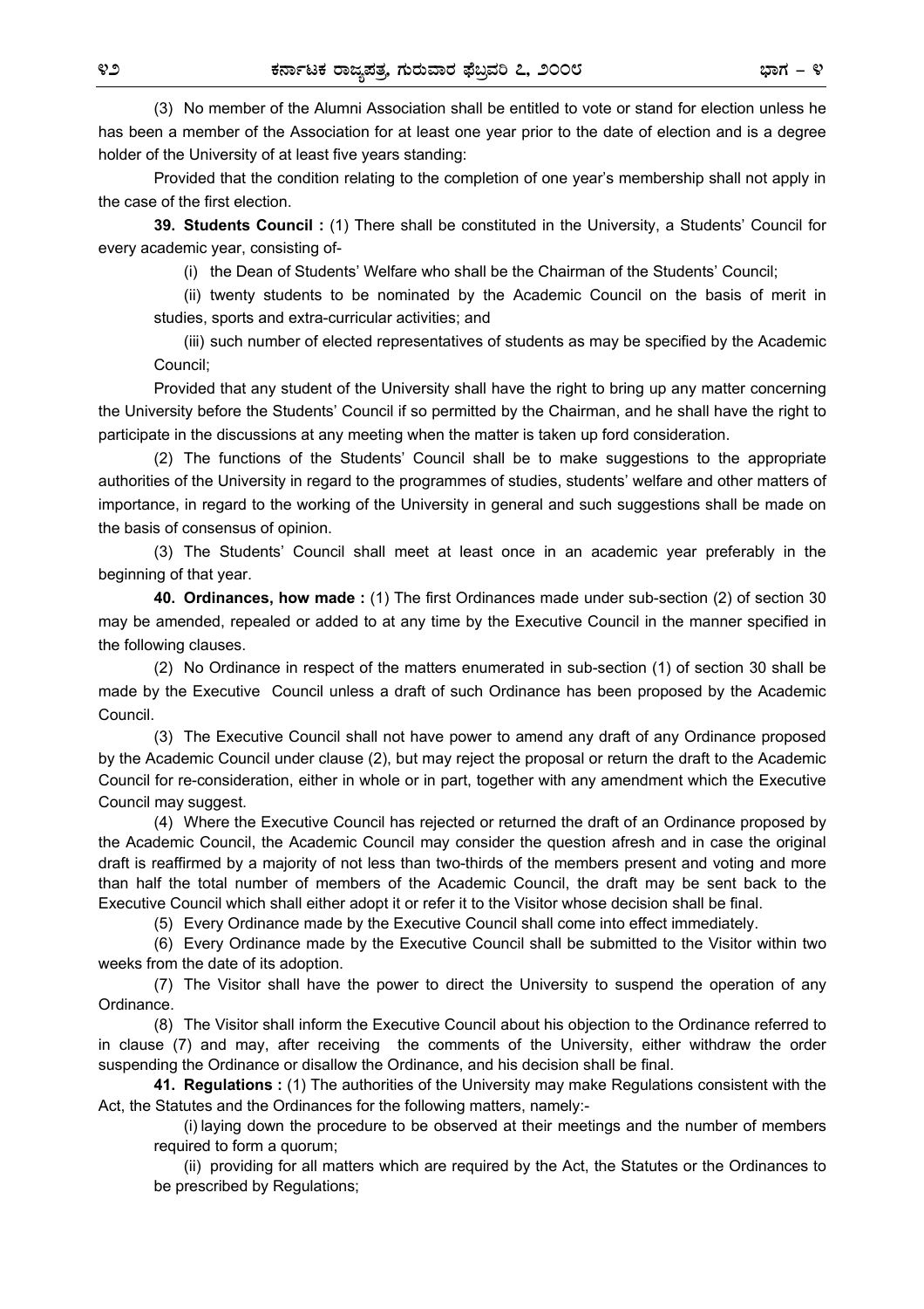(3) No member of the Alumni Association shall be entitled to vote or stand for election unless he has been a member of the Association for at least one year prior to the date of election and is a degree holder of the University of at least five years standing:

Provided that the condition relating to the completion of one year's membership shall not apply in the case of the first election.

**39. Students Council :** (1) There shall be constituted in the University, a Students' Council for every academic year, consisting of-

(i) the Dean of Students' Welfare who shall be the Chairman of the Students' Council;

(ii) twenty students to be nominated by the Academic Council on the basis of merit in studies, sports and extra-curricular activities; and

(iii) such number of elected representatives of students as may be specified by the Academic Council;

Provided that any student of the University shall have the right to bring up any matter concerning the University before the Students' Council if so permitted by the Chairman, and he shall have the right to participate in the discussions at any meeting when the matter is taken up ford consideration.

(2) The functions of the Students' Council shall be to make suggestions to the appropriate authorities of the University in regard to the programmes of studies, students' welfare and other matters of importance, in regard to the working of the University in general and such suggestions shall be made on the basis of consensus of opinion.

(3) The Students' Council shall meet at least once in an academic year preferably in the beginning of that year.

**40. Ordinances, how made :** (1) The first Ordinances made under sub-section (2) of section 30 may be amended, repealed or added to at any time by the Executive Council in the manner specified in the following clauses.

(2) No Ordinance in respect of the matters enumerated in sub-section (1) of section 30 shall be made by the Executive Council unless a draft of such Ordinance has been proposed by the Academic Council.

(3) The Executive Council shall not have power to amend any draft of any Ordinance proposed by the Academic Council under clause (2), but may reject the proposal or return the draft to the Academic Council for re-consideration, either in whole or in part, together with any amendment which the Executive Council may suggest.

(4) Where the Executive Council has rejected or returned the draft of an Ordinance proposed by the Academic Council, the Academic Council may consider the question afresh and in case the original draft is reaffirmed by a majority of not less than two-thirds of the members present and voting and more than half the total number of members of the Academic Council, the draft may be sent back to the Executive Council which shall either adopt it or refer it to the Visitor whose decision shall be final.

(5) Every Ordinance made by the Executive Council shall come into effect immediately.

(6) Every Ordinance made by the Executive Council shall be submitted to the Visitor within two weeks from the date of its adoption.

(7) The Visitor shall have the power to direct the University to suspend the operation of any Ordinance.

(8) The Visitor shall inform the Executive Council about his objection to the Ordinance referred to in clause (7) and may, after receiving the comments of the University, either withdraw the order suspending the Ordinance or disallow the Ordinance, and his decision shall be final.

**41. Regulations :** (1) The authorities of the University may make Regulations consistent with the Act, the Statutes and the Ordinances for the following matters, namely:-

(i) laying down the procedure to be observed at their meetings and the number of members required to form a quorum;

(ii) providing for all matters which are required by the Act, the Statutes or the Ordinances to be prescribed by Regulations;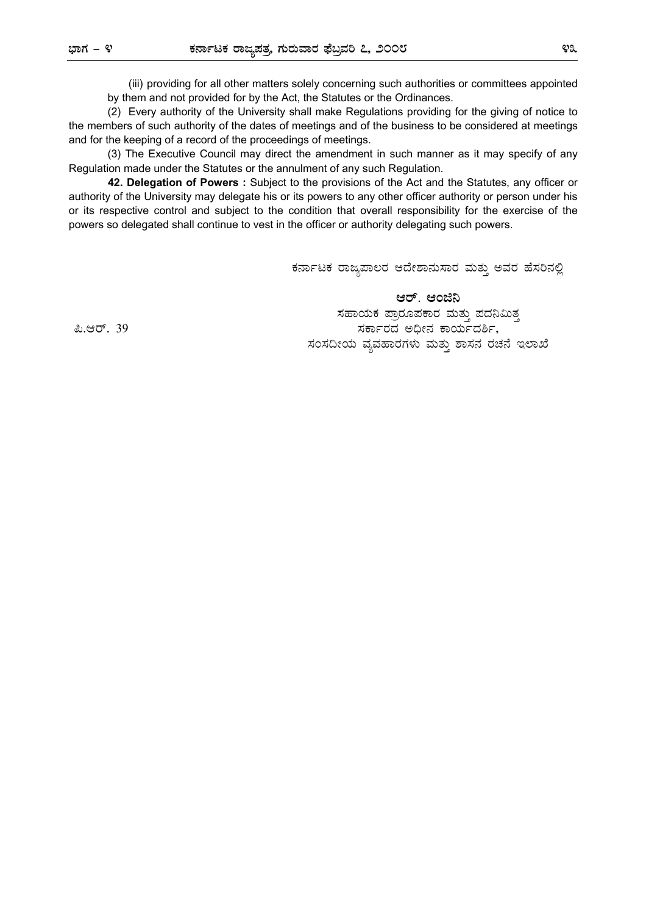(iii) providing for all other matters solely concerning such authorities or committees appointed by them and not provided for by the Act, the Statutes or the Ordinances.

(2) Every authority of the University shall make Regulations providing for the giving of notice to the members of such authority of the dates of meetings and of the business to be considered at meetings and for the keeping of a record of the proceedings of meetings.

(3) The Executive Council may direct the amendment in such manner as it may specify of any Regulation made under the Statutes or the annulment of any such Regulation.

**42. Delegation of Powers :** Subject to the provisions of the Act and the Statutes, any officer or authority of the University may delegate his or its powers to any other officer authority or person under his or its respective control and subject to the condition that overall responsibility for the exercise of the powers so delegated shall continue to vest in the officer or authority delegating such powers.

ಕರ್ನಾಟಕ ರಾಜ್ಯಪಾಲರ ಆದೇಶಾನುಸಾರ ಮತ್ತು ಅವರ ಹೆಸರಿನಲ್ಲಿ

**ಆರ್. ಆಂಜಿನಿ**

ಸಹಾಯಕ ಪ್ರಾರೂಪಕಾರ ಮತ್ತು ಪದನಿಮಿತ್ತ
ಸರ್ಕಾರದ ಅಧೀನ ಕಾರ್ಯದರ್ಶಿ,
ಸಂಸದೀಯ ವ್ಯವಹಾರಗಳು ಮತ್ತು ಶಾಸನ ರಚನೆ ಇಲಾಖೆ

ಪಿ.ಆರ್. 39